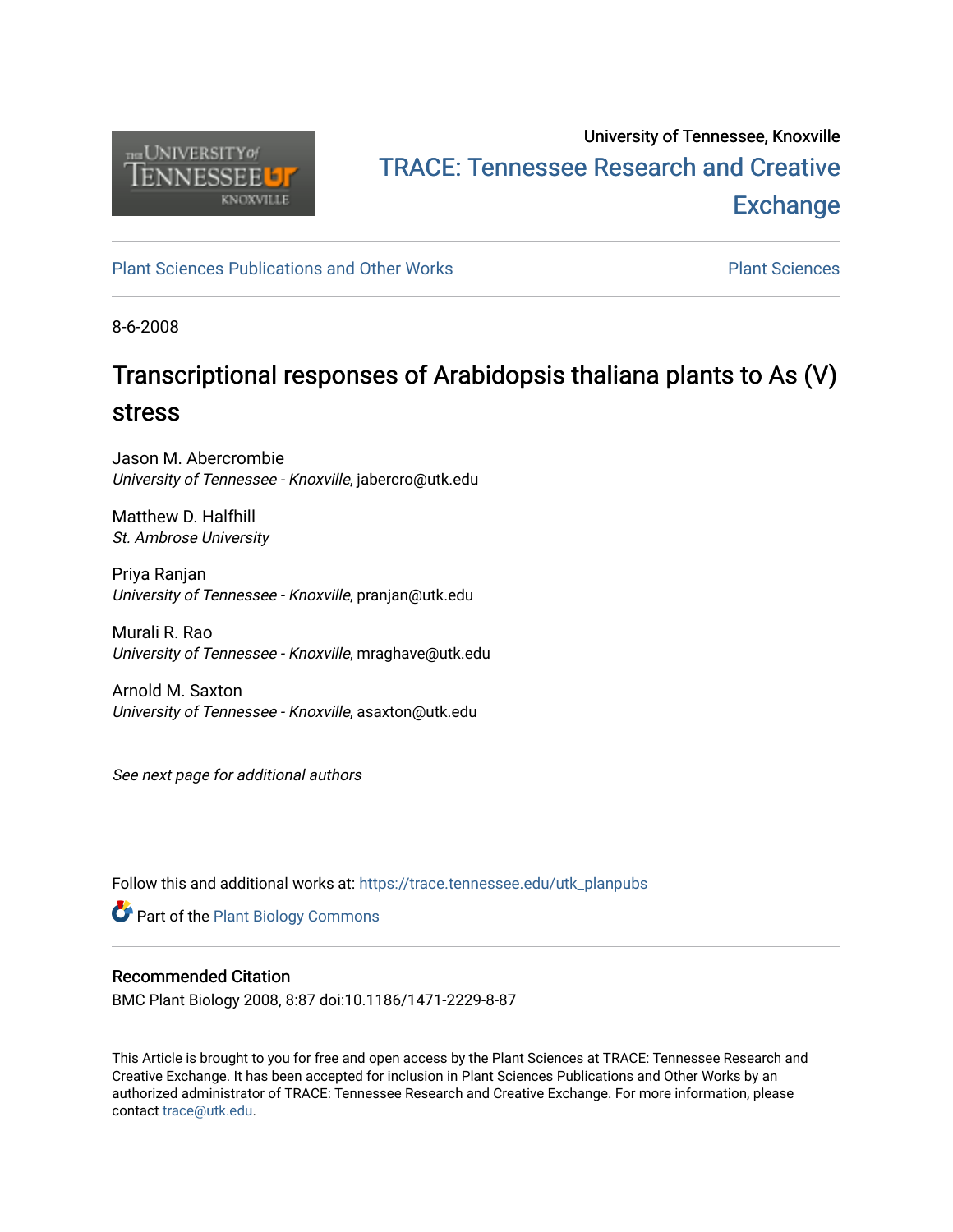University of Tennessee, Knoxville

TRACE: Tennessee Research and Creative Exchange

Plant Sciences Publications and Other Works | Plant Sciences

8-6-2008

# Transcriptional responses of Arabidopsis thaliana plants to As (V) stress

Jason M. Abercrombie
*University of Tennessee - Knoxville*, jabercro@utk.edu

Matthew D. Halfhill
*St. Ambrose University*

Priya Ranjan
*University of Tennessee - Knoxville*, pranjan@utk.edu

Murali R. Rao
*University of Tennessee - Knoxville*, mraghave@utk.edu

Arnold M. Saxton
*University of Tennessee - Knoxville*, asaxton@utk.edu

*See next page for additional authors*

Follow this and additional works at: https://trace.tennessee.edu/utk_planpubs

Part of the Plant Biology Commons

## Recommended Citation

BMC Plant Biology 2008, 8:87 doi:10.1186/1471-2229-8-87

This Article is brought to you for free and open access by the Plant Sciences at TRACE: Tennessee Research and Creative Exchange. It has been accepted for inclusion in Plant Sciences Publications and Other Works by an authorized administrator of TRACE: Tennessee Research and Creative Exchange. For more information, please contact trace@utk.edu.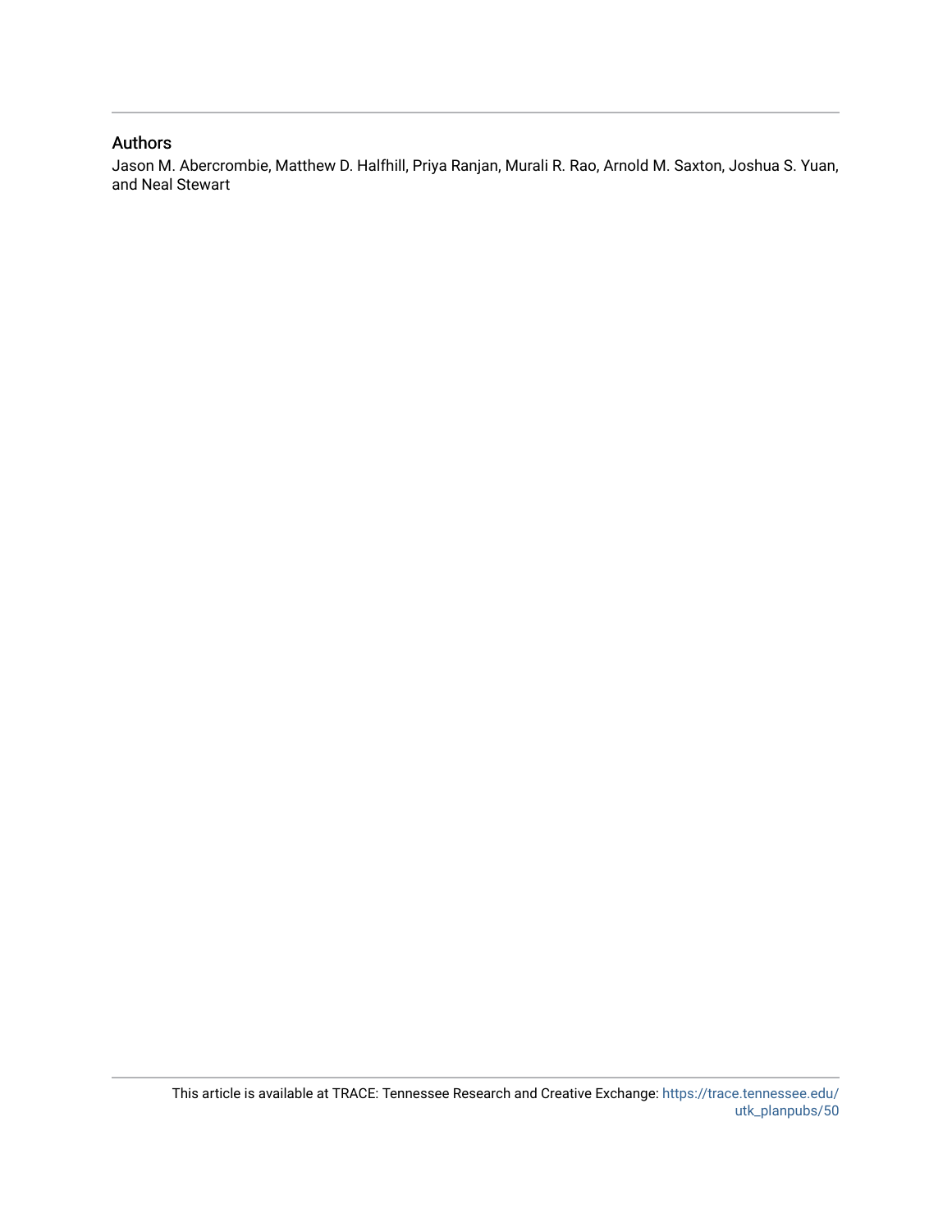## Authors

Jason M. Abercrombie, Matthew D. Halfhill, Priya Ranjan, Murali R. Rao, Arnold M. Saxton, Joshua S. Yuan, and Neal Stewart

This article is available at TRACE: Tennessee Research and Creative Exchange: https://trace.tennessee.edu/utk_planpubs/50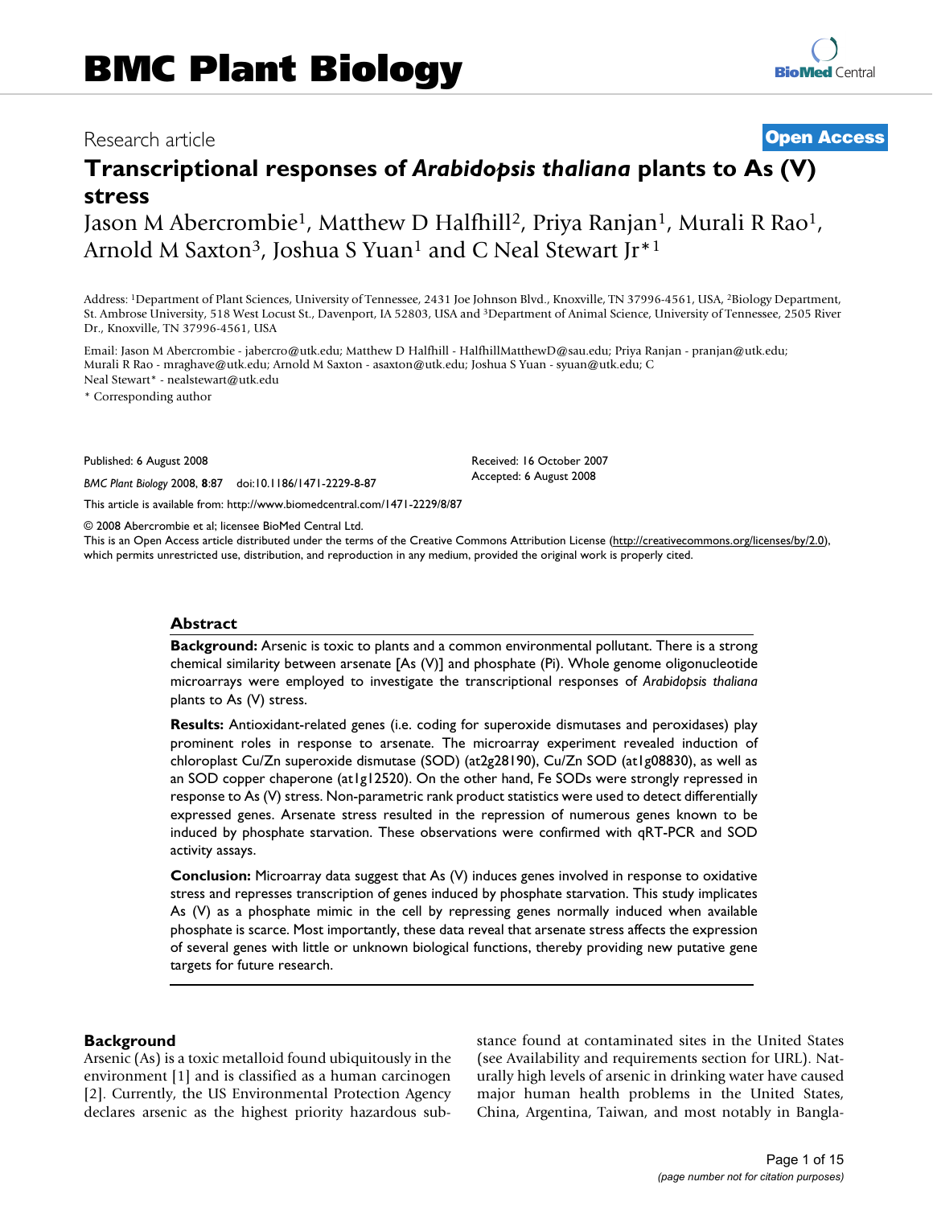# Transcriptional responses of *Arabidopsis thaliana* plants to As (V) stress

Jason M Abercrombie[1], Matthew D Halfhill[2], Priya Ranjan[1], Murali R Rao[1], Arnold M Saxton[3], Joshua S Yuan[1] and C Neal Stewart Jr*[1]

Address: [1]Department of Plant Sciences, University of Tennessee, 2431 Joe Johnson Blvd., Knoxville, TN 37996-4561, USA, [2]Biology Department, St. Ambrose University, 518 West Locust St., Davenport, IA 52803, USA and [3]Department of Animal Science, University of Tennessee, 2505 River Dr., Knoxville, TN 37996-4561, USA

Email: Jason M Abercrombie - jabercro@utk.edu; Matthew D Halfhill - HalfhillMatthewD@sau.edu; Priya Ranjan - pranjan@utk.edu; Murali R Rao - mraghave@utk.edu; Arnold M Saxton - asaxton@utk.edu; Joshua S Yuan - syuan@utk.edu; C Neal Stewart* - nealstewart@utk.edu

\* Corresponding author

Published: 6 August 2008

*BMC Plant Biology* 2008, **8**:87 doi:10.1186/1471-2229-8-87

Received: 16 October 2007
Accepted: 6 August 2008

This article is available from: http://www.biomedcentral.com/1471-2229/8/87

© 2008 Abercrombie et al; licensee BioMed Central Ltd.
This is an Open Access article distributed under the terms of the Creative Commons Attribution License (http://creativecommons.org/licenses/by/2.0), which permits unrestricted use, distribution, and reproduction in any medium, provided the original work is properly cited.

## Abstract

**Background:** Arsenic is toxic to plants and a common environmental pollutant. There is a strong chemical similarity between arsenate [As (V)] and phosphate (Pi). Whole genome oligonucleotide microarrays were employed to investigate the transcriptional responses of *Arabidopsis thaliana* plants to As (V) stress.

**Results:** Antioxidant-related genes (i.e. coding for superoxide dismutases and peroxidases) play prominent roles in response to arsenate. The microarray experiment revealed induction of chloroplast Cu/Zn superoxide dismutase (SOD) (at2g28190), Cu/Zn SOD (at1g08830), as well as an SOD copper chaperone (at1g12520). On the other hand, Fe SODs were strongly repressed in response to As (V) stress. Non-parametric rank product statistics were used to detect differentially expressed genes. Arsenate stress resulted in the repression of numerous genes known to be induced by phosphate starvation. These observations were confirmed with qRT-PCR and SOD activity assays.

**Conclusion:** Microarray data suggest that As (V) induces genes involved in response to oxidative stress and represses transcription of genes induced by phosphate starvation. This study implicates As (V) as a phosphate mimic in the cell by repressing genes normally induced when available phosphate is scarce. Most importantly, these data reveal that arsenate stress affects the expression of several genes with little or unknown biological functions, thereby providing new putative gene targets for future research.

## Background

Arsenic (As) is a toxic metalloid found ubiquitously in the environment [1] and is classified as a human carcinogen [2]. Currently, the US Environmental Protection Agency declares arsenic as the highest priority hazardous substance found at contaminated sites in the United States (see Availability and requirements section for URL). Naturally high levels of arsenic in drinking water have caused major human health problems in the United States, China, Argentina, Taiwan, and most notably in Bangla-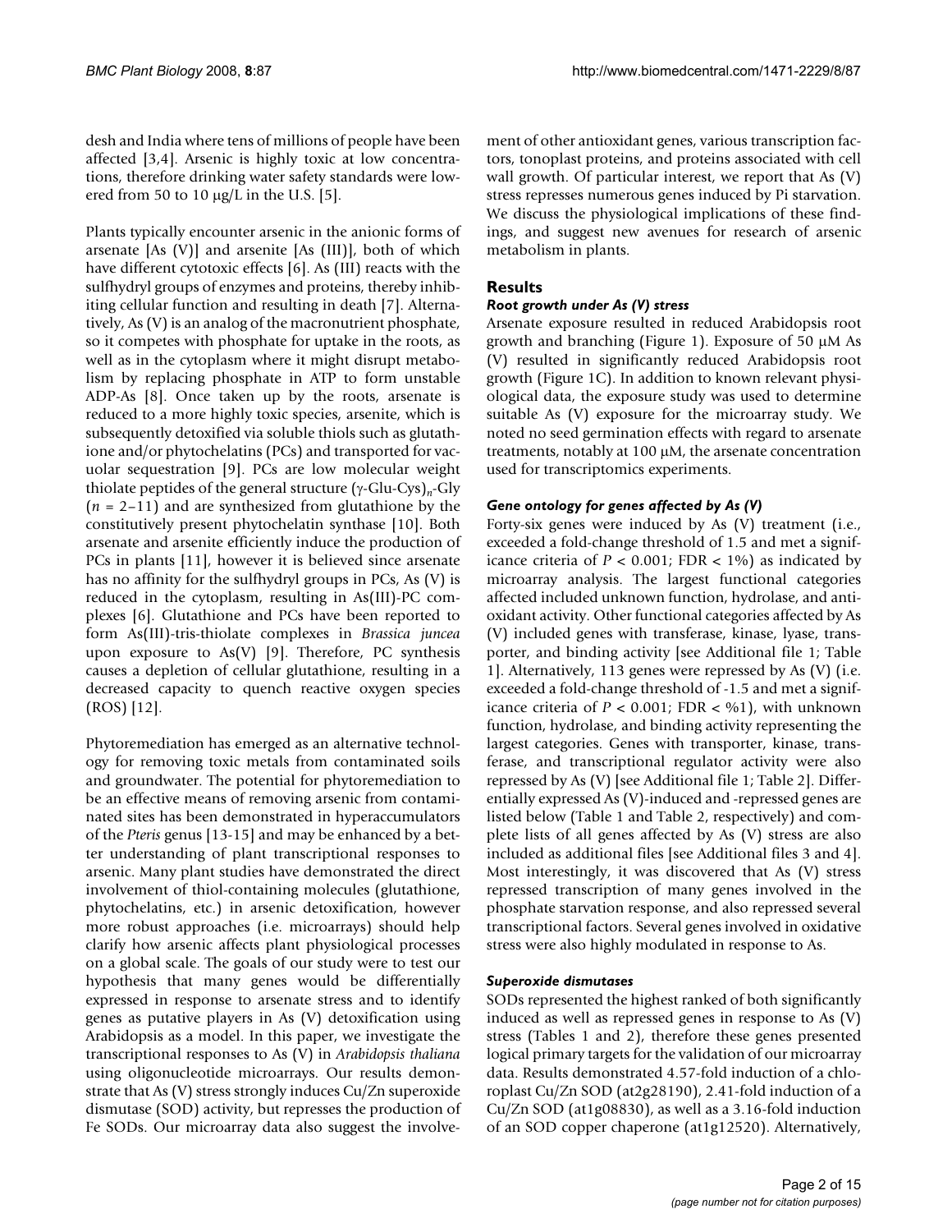desh and India where tens of millions of people have been affected [3,4]. Arsenic is highly toxic at low concentrations, therefore drinking water safety standards were lowered from 50 to 10 μg/L in the U.S. [5].

Plants typically encounter arsenic in the anionic forms of arsenate [As (V)] and arsenite [As (III)], both of which have different cytotoxic effects [6]. As (III) reacts with the sulfhydryl groups of enzymes and proteins, thereby inhibiting cellular function and resulting in death [7]. Alternatively, As (V) is an analog of the macronutrient phosphate, so it competes with phosphate for uptake in the roots, as well as in the cytoplasm where it might disrupt metabolism by replacing phosphate in ATP to form unstable ADP-As [8]. Once taken up by the roots, arsenate is reduced to a more highly toxic species, arsenite, which is subsequently detoxified via soluble thiols such as glutathione and/or phytochelatins (PCs) and transported for vacuolar sequestration [9]. PCs are low molecular weight thiolate peptides of the general structure $(\gamma\text{-Glu-Cys})_n$-Gly ($n$ = 2–11) and are synthesized from glutathione by the constitutively present phytochelatin synthase [10]. Both arsenate and arsenite efficiently induce the production of PCs in plants [11], however it is believed since arsenate has no affinity for the sulfhydryl groups in PCs, As (V) is reduced in the cytoplasm, resulting in As(III)-PC complexes [6]. Glutathione and PCs have been reported to form As(III)-tris-thiolate complexes in *Brassica juncea* upon exposure to As(V) [9]. Therefore, PC synthesis causes a depletion of cellular glutathione, resulting in a decreased capacity to quench reactive oxygen species (ROS) [12].

Phytoremediation has emerged as an alternative technology for removing toxic metals from contaminated soils and groundwater. The potential for phytoremediation to be an effective means of removing arsenic from contaminated sites has been demonstrated in hyperaccumulators of the *Pteris* genus [13-15] and may be enhanced by a better understanding of plant transcriptional responses to arsenic. Many plant studies have demonstrated the direct involvement of thiol-containing molecules (glutathione, phytochelatins, etc.) in arsenic detoxification, however more robust approaches (i.e. microarrays) should help clarify how arsenic affects plant physiological processes on a global scale. The goals of our study were to test our hypothesis that many genes would be differentially expressed in response to arsenate stress and to identify genes as putative players in As (V) detoxification using Arabidopsis as a model. In this paper, we investigate the transcriptional responses to As (V) in *Arabidopsis thaliana* using oligonucleotide microarrays. Our results demonstrate that As (V) stress strongly induces Cu/Zn superoxide dismutase (SOD) activity, but represses the production of Fe SODs. Our microarray data also suggest the involvement of other antioxidant genes, various transcription factors, tonoplast proteins, and proteins associated with cell wall growth. Of particular interest, we report that As (V) stress represses numerous genes induced by Pi starvation. We discuss the physiological implications of these findings, and suggest new avenues for research of arsenic metabolism in plants.

## Results

### *Root growth under As (V) stress*

Arsenate exposure resulted in reduced Arabidopsis root growth and branching (Figure 1). Exposure of 50 μM As (V) resulted in significantly reduced Arabidopsis root growth (Figure 1C). In addition to known relevant physiological data, the exposure study was used to determine suitable As (V) exposure for the microarray study. We noted no seed germination effects with regard to arsenate treatments, notably at 100 μM, the arsenate concentration used for transcriptomics experiments.

### *Gene ontology for genes affected by As (V)*

Forty-six genes were induced by As (V) treatment (i.e., exceeded a fold-change threshold of 1.5 and met a significance criteria of $P < 0.001$; FDR < 1%) as indicated by microarray analysis. The largest functional categories affected included unknown function, hydrolase, and antioxidant activity. Other functional categories affected by As (V) included genes with transferase, kinase, lyase, transporter, and binding activity [see Additional file 1; Table 1]. Alternatively, 113 genes were repressed by As (V) (i.e. exceeded a fold-change threshold of -1.5 and met a significance criteria of $P < 0.001$; FDR < %1), with unknown function, hydrolase, and binding activity representing the largest categories. Genes with transporter, kinase, transferase, and transcriptional regulator activity were also repressed by As (V) [see Additional file 1; Table 2]. Differentially expressed As (V)-induced and -repressed genes are listed below (Table 1 and Table 2, respectively) and complete lists of all genes affected by As (V) stress are also included as additional files [see Additional files 3 and 4]. Most interestingly, it was discovered that As (V) stress repressed transcription of many genes involved in the phosphate starvation response, and also repressed several transcriptional factors. Several genes involved in oxidative stress were also highly modulated in response to As.

### *Superoxide dismutases*

SODs represented the highest ranked of both significantly induced as well as repressed genes in response to As (V) stress (Tables 1 and 2), therefore these genes presented logical primary targets for the validation of our microarray data. Results demonstrated 4.57-fold induction of a chloroplast Cu/Zn SOD (at2g28190), 2.41-fold induction of a Cu/Zn SOD (at1g08830), as well as a 3.16-fold induction of an SOD copper chaperone (at1g12520). Alternatively,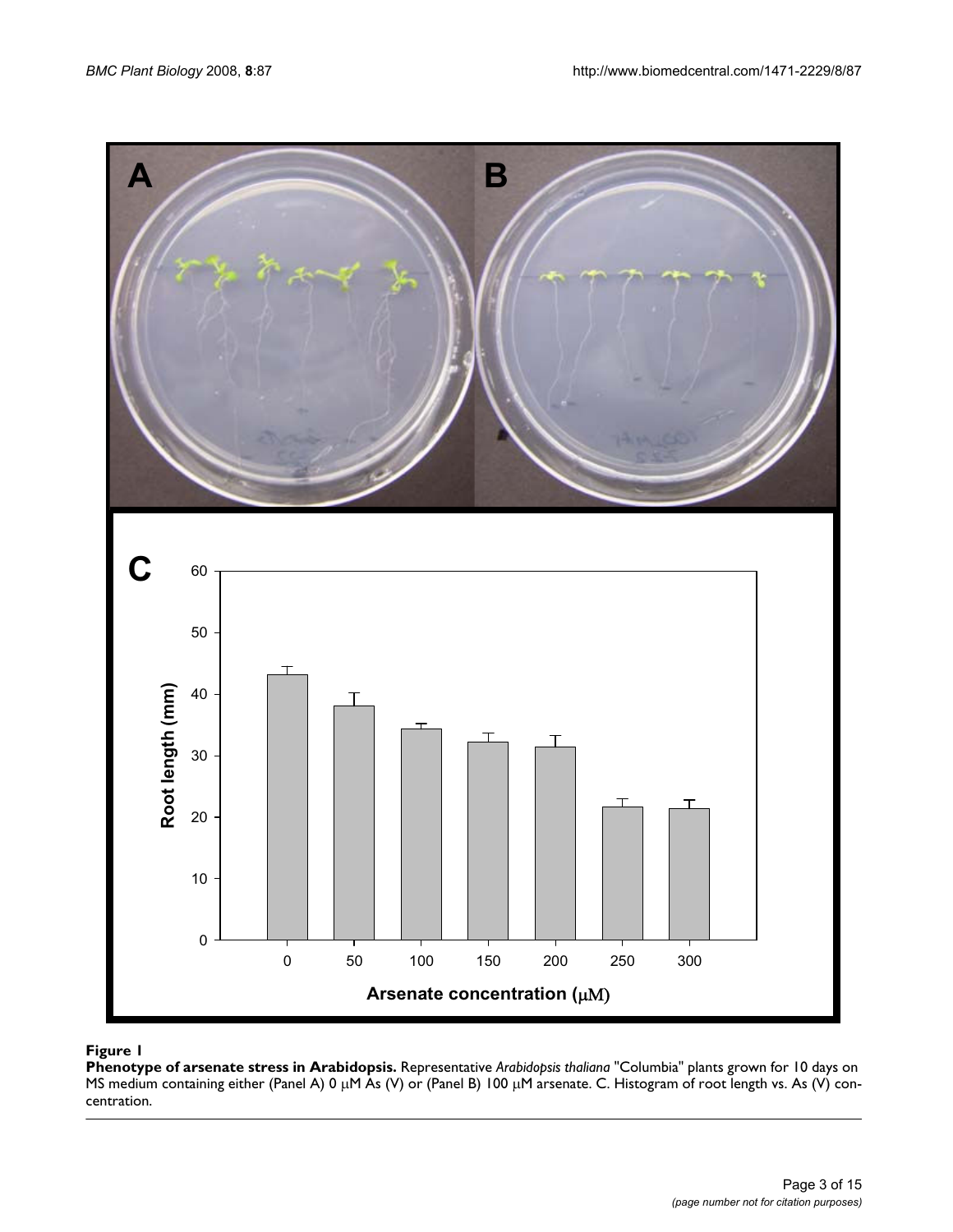**Figure 1**

**Phenotype of arsenate stress in Arabidopsis.** Representative *Arabidopsis thaliana* "Columbia" plants grown for 10 days on MS medium containing either (Panel A) 0 μM As (V) or (Panel B) 100 μM arsenate. C. Histogram of root length vs. As (V) concentration.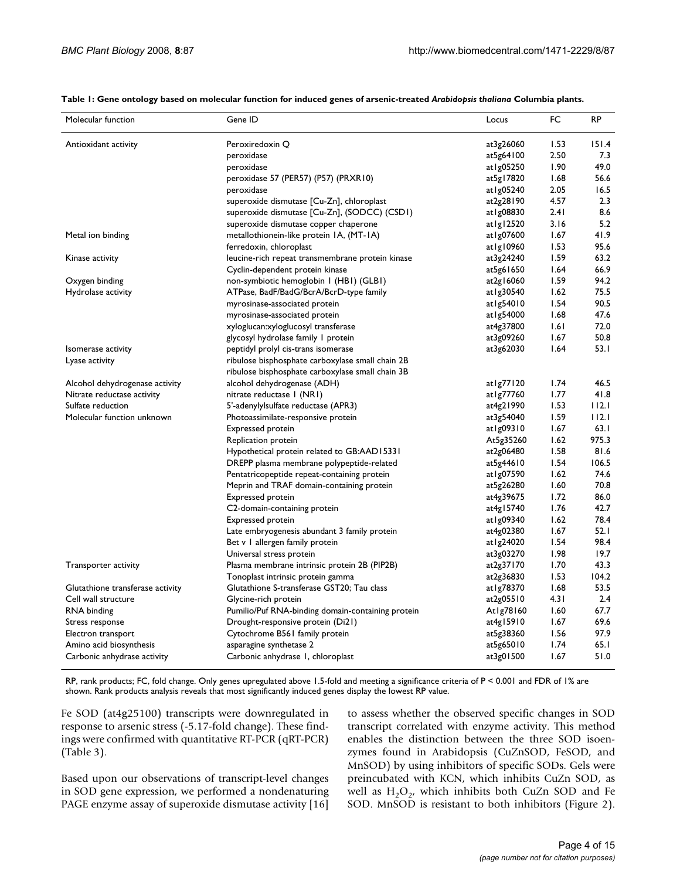**Table 1: Gene ontology based on molecular function for induced genes of arsenic-treated *Arabidopsis thaliana* Columbia plants.**

| Molecular function | Gene ID | Locus | FC | RP |
| --- | --- | --- | --- | --- |
| Antioxidant activity | Peroxiredoxin Q | at3g26060 | 1.53 | 151.4 |
| | peroxidase | at5g64100 | 2.50 | 7.3 |
| | peroxidase | at1g05250 | 1.90 | 49.0 |
| | peroxidase 57 (PER57) (P57) (PRXR10) | at5g17820 | 1.68 | 56.6 |
| | peroxidase | at1g05240 | 2.05 | 16.5 |
| | superoxide dismutase [Cu-Zn], chloroplast | at2g28190 | 4.57 | 2.3 |
| | superoxide dismutase [Cu-Zn], (SODCC) (CSD1) | at1g08830 | 2.41 | 8.6 |
| | superoxide dismutase copper chaperone | at1g12520 | 3.16 | 5.2 |
| Metal ion binding | metallothionein-like protein 1A, (MT-1A) | at1g07600 | 1.67 | 41.9 |
| | ferredoxin, chloroplast | at1g10960 | 1.53 | 95.6 |
| Kinase activity | leucine-rich repeat transmembrane protein kinase | at3g24240 | 1.59 | 63.2 |
| | Cyclin-dependent protein kinase | at5g61650 | 1.64 | 66.9 |
| Oxygen binding | non-symbiotic hemoglobin 1 (HB1) (GLB1) | at2g16060 | 1.59 | 94.2 |
| Hydrolase activity | ATPase, BadF/BadG/BcrA/BcrD-type family | at1g30540 | 1.62 | 75.5 |
| | myrosinase-associated protein | at1g54010 | 1.54 | 90.5 |
| | myrosinase-associated protein | at1g54000 | 1.68 | 47.6 |
| | xyloglucan:xyloglucosyl transferase | at4g37800 | 1.61 | 72.0 |
| | glycosyl hydrolase family 1 protein | at3g09260 | 1.67 | 50.8 |
| Isomerase activity | peptidyl prolyl cis-trans isomerase | at3g62030 | 1.64 | 53.1 |
| Lyase activity | ribulose bisphosphate carboxylase small chain 2B | | | |
| | ribulose bisphosphate carboxylase small chain 3B | | | |
| Alcohol dehydrogenase activity | alcohol dehydrogenase (ADH) | at1g77120 | 1.74 | 46.5 |
| Nitrate reductase activity | nitrate reductase 1 (NR1) | at1g77760 | 1.77 | 41.8 |
| Sulfate reduction | 5'-adenylylsulfate reductase (APR3) | at4g21990 | 1.53 | 112.1 |
| Molecular function unknown | Photoassimilate-responsive protein | at3g54040 | 1.59 | 112.1 |
| | Expressed protein | at1g09310 | 1.67 | 63.1 |
| | Replication protein | At5g35260 | 1.62 | 975.3 |
| | Hypothetical protein related to GB:AAD15331 | at2g06480 | 1.58 | 81.6 |
| | DREPP plasma membrane polypeptide-related | at5g44610 | 1.54 | 106.5 |
| | Pentatricopeptide repeat-containing protein | at1g07590 | 1.62 | 74.6 |
| | Meprin and TRAF domain-containing protein | at5g26280 | 1.60 | 70.8 |
| | Expressed protein | at4g39675 | 1.72 | 86.0 |
| | C2-domain-containing protein | at4g15740 | 1.76 | 42.7 |
| | Expressed protein | at1g09340 | 1.62 | 78.4 |
| | Late embryogenesis abundant 3 family protein | at4g02380 | 1.67 | 52.1 |
| | Bet v 1 allergen family protein | at1g24020 | 1.54 | 98.4 |
| | Universal stress protein | at3g03270 | 1.98 | 19.7 |
| Transporter activity | Plasma membrane intrinsic protein 2B (PIP2B) | at2g37170 | 1.70 | 43.3 |
| | Tonoplast intrinsic protein gamma | at2g36830 | 1.53 | 104.2 |
| Glutathione transferase activity | Glutathione S-transferase GST20; Tau class | at1g78370 | 1.68 | 53.5 |
| Cell wall structure | Glycine-rich protein | at2g05510 | 4.31 | 2.4 |
| RNA binding | Pumilio/Puf RNA-binding domain-containing protein | At1g78160 | 1.60 | 67.7 |
| Stress response | Drought-responsive protein (Di21) | at4g15910 | 1.67 | 69.6 |
| Electron transport | Cytochrome B561 family protein | at5g38360 | 1.56 | 97.9 |
| Amino acid biosynthesis | asparagine synthetase 2 | at5g65010 | 1.74 | 65.1 |
| Carbonic anhydrase activity | Carbonic anhydrase 1, chloroplast | at3g01500 | 1.67 | 51.0 |

RP, rank products; FC, fold change. Only genes upregulated above 1.5-fold and meeting a significance criteria of $P < 0.001$ and FDR of 1% are shown. Rank products analysis reveals that most significantly induced genes display the lowest RP value.

Fe SOD (at4g25100) transcripts were downregulated in response to arsenic stress (-5.17-fold change). These findings were confirmed with quantitative RT-PCR (qRT-PCR) (Table 3).

Based upon our observations of transcript-level changes in SOD gene expression, we performed a nondenaturing PAGE enzyme assay of superoxide dismutase activity [16] to assess whether the observed specific changes in SOD transcript correlated with enzyme activity. This method enables the distinction between the three SOD isoenzymes found in Arabidopsis (CuZnSOD, FeSOD, and MnSOD) by using inhibitors of specific SODs. Gels were preincubated with KCN, which inhibits CuZn SOD, as well as $H_2O_2$, which inhibits both CuZn SOD and Fe SOD. MnSOD is resistant to both inhibitors (Figure 2).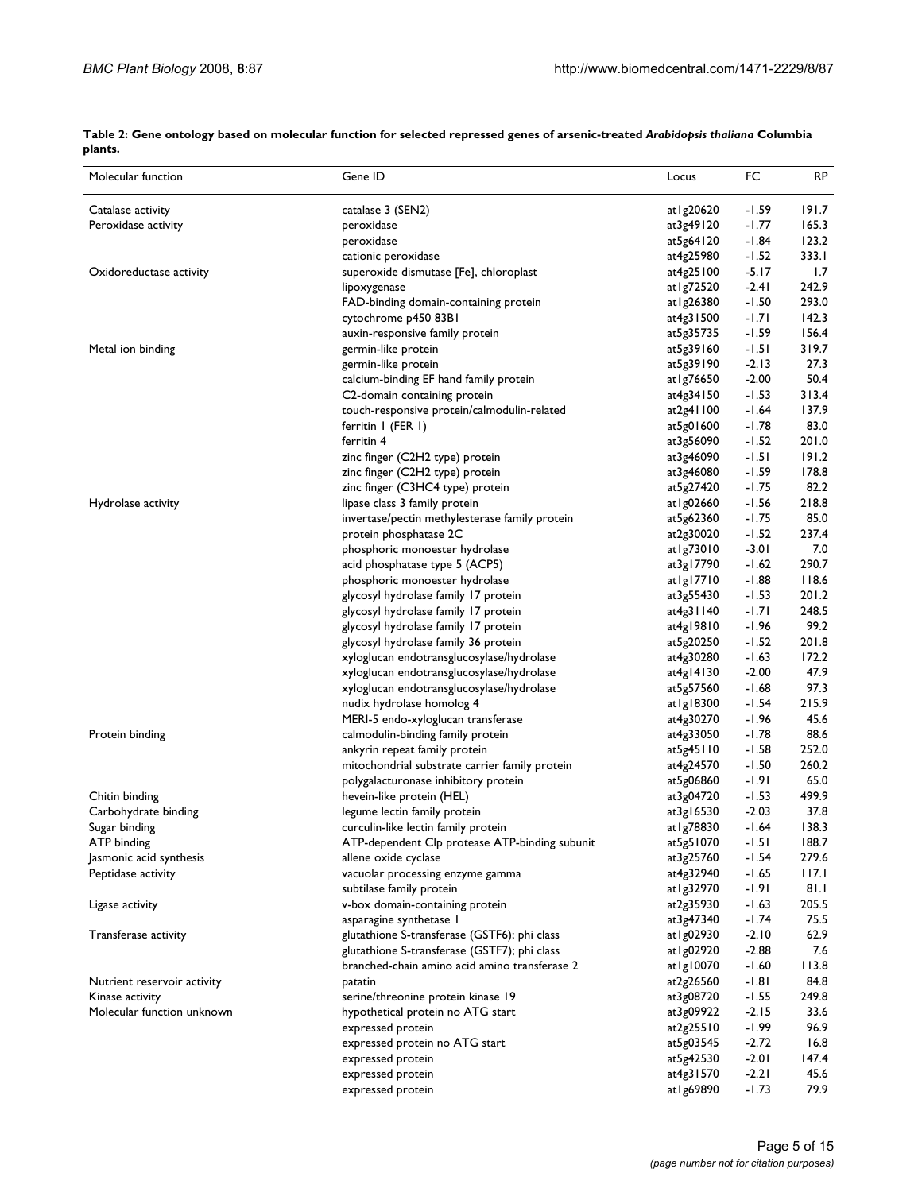**Table 2: Gene ontology based on molecular function for selected repressed genes of arsenic-treated *Arabidopsis thaliana* Columbia plants.**

| Molecular function | Gene ID | Locus | FC | RP |
|---|---|---|---|---|
| Catalase activity | catalase 3 (SEN2) | at1g20620 | -1.59 | 191.7 |
| Peroxidase activity | peroxidase | at3g49120 | -1.77 | 165.3 |
| | peroxidase | at5g64120 | -1.84 | 123.2 |
| | cationic peroxidase | at4g25980 | -1.52 | 333.1 |
| Oxidoreductase activity | superoxide dismutase [Fe], chloroplast | at4g25100 | -5.17 | 1.7 |
| | lipoxygenase | at1g72520 | -2.41 | 242.9 |
| | FAD-binding domain-containing protein | at1g26380 | -1.50 | 293.0 |
| | cytochrome p450 83B1 | at4g31500 | -1.71 | 142.3 |
| | auxin-responsive family protein | at5g35735 | -1.59 | 156.4 |
| Metal ion binding | germin-like protein | at5g39160 | -1.51 | 319.7 |
| | germin-like protein | at5g39190 | -2.13 | 27.3 |
| | calcium-binding EF hand family protein | at1g76650 | -2.00 | 50.4 |
| | C2-domain containing protein | at4g34150 | -1.53 | 313.4 |
| | touch-responsive protein/calmodulin-related | at2g41100 | -1.64 | 137.9 |
| | ferritin 1 (FER 1) | at5g01600 | -1.78 | 83.0 |
| | ferritin 4 | at3g56090 | -1.52 | 201.0 |
| | zinc finger (C2H2 type) protein | at3g46090 | -1.51 | 191.2 |
| | zinc finger (C2H2 type) protein | at3g46080 | -1.59 | 178.8 |
| | zinc finger (C3HC4 type) protein | at5g27420 | -1.75 | 82.2 |
| Hydrolase activity | lipase class 3 family protein | at1g02660 | -1.56 | 218.8 |
| | invertase/pectin methylesterase family protein | at5g62360 | -1.75 | 85.0 |
| | protein phosphatase 2C | at2g30020 | -1.52 | 237.4 |
| | phosphoric monoester hydrolase | at1g73010 | -3.01 | 7.0 |
| | acid phosphatase type 5 (ACP5) | at3g17790 | -1.62 | 290.7 |
| | phosphoric monoester hydrolase | at1g17710 | -1.88 | 118.6 |
| | glycosyl hydrolase family 17 protein | at3g55430 | -1.53 | 201.2 |
| | glycosyl hydrolase family 17 protein | at4g31140 | -1.71 | 248.5 |
| | glycosyl hydrolase family 17 protein | at4g19810 | -1.96 | 99.2 |
| | glycosyl hydrolase family 36 protein | at5g20250 | -1.52 | 201.8 |
| | xyloglucan endotransglucosylase/hydrolase | at4g30280 | -1.63 | 172.2 |
| | xyloglucan endotransglucosylase/hydrolase | at4g14130 | -2.00 | 47.9 |
| | xyloglucan endotransglucosylase/hydrolase | at5g57560 | -1.68 | 97.3 |
| | nudix hydrolase homolog 4 | at1g18300 | -1.54 | 215.9 |
| | MERI-5 endo-xyloglucan transferase | at4g30270 | -1.96 | 45.6 |
| Protein binding | calmodulin-binding family protein | at4g33050 | -1.78 | 88.6 |
| | ankyrin repeat family protein | at5g45110 | -1.58 | 252.0 |
| | mitochondrial substrate carrier family protein | at4g24570 | -1.50 | 260.2 |
| | polygalacturonase inhibitory protein | at5g06860 | -1.91 | 65.0 |
| Chitin binding | hevein-like protein (HEL) | at3g04720 | -1.53 | 499.9 |
| Carbohydrate binding | legume lectin family protein | at3g16530 | -2.03 | 37.8 |
| Sugar binding | curculin-like lectin family protein | at1g78830 | -1.64 | 138.3 |
| ATP binding | ATP-dependent Clp protease ATP-binding subunit | at5g51070 | -1.51 | 188.7 |
| Jasmonic acid synthesis | allene oxide cyclase | at3g25760 | -1.54 | 279.6 |
| Peptidase activity | vacuolar processing enzyme gamma | at4g32940 | -1.65 | 117.1 |
| | subtilase family protein | at1g32970 | -1.91 | 81.1 |
| Ligase activity | v-box domain-containing protein | at2g35930 | -1.63 | 205.5 |
| | asparagine synthetase 1 | at3g47340 | -1.74 | 75.5 |
| Transferase activity | glutathione S-transferase (GSTF6); phi class | at1g02930 | -2.10 | 62.9 |
| | glutathione S-transferase (GSTF7); phi class | at1g02920 | -2.88 | 7.6 |
| | branched-chain amino acid amino transferase 2 | at1g10070 | -1.60 | 113.8 |
| Nutrient reservoir activity | patatin | at2g26560 | -1.81 | 84.8 |
| Kinase activity | serine/threonine protein kinase 19 | at3g08720 | -1.55 | 249.8 |
| Molecular function unknown | hypothetical protein no ATG start | at3g09922 | -2.15 | 33.6 |
| | expressed protein | at2g25510 | -1.99 | 96.9 |
| | expressed protein no ATG start | at5g03545 | -2.72 | 16.8 |
| | expressed protein | at5g42530 | -2.01 | 147.4 |
| | expressed protein | at4g31570 | -2.21 | 45.6 |
| | expressed protein | at1g69890 | -1.73 | 79.9 |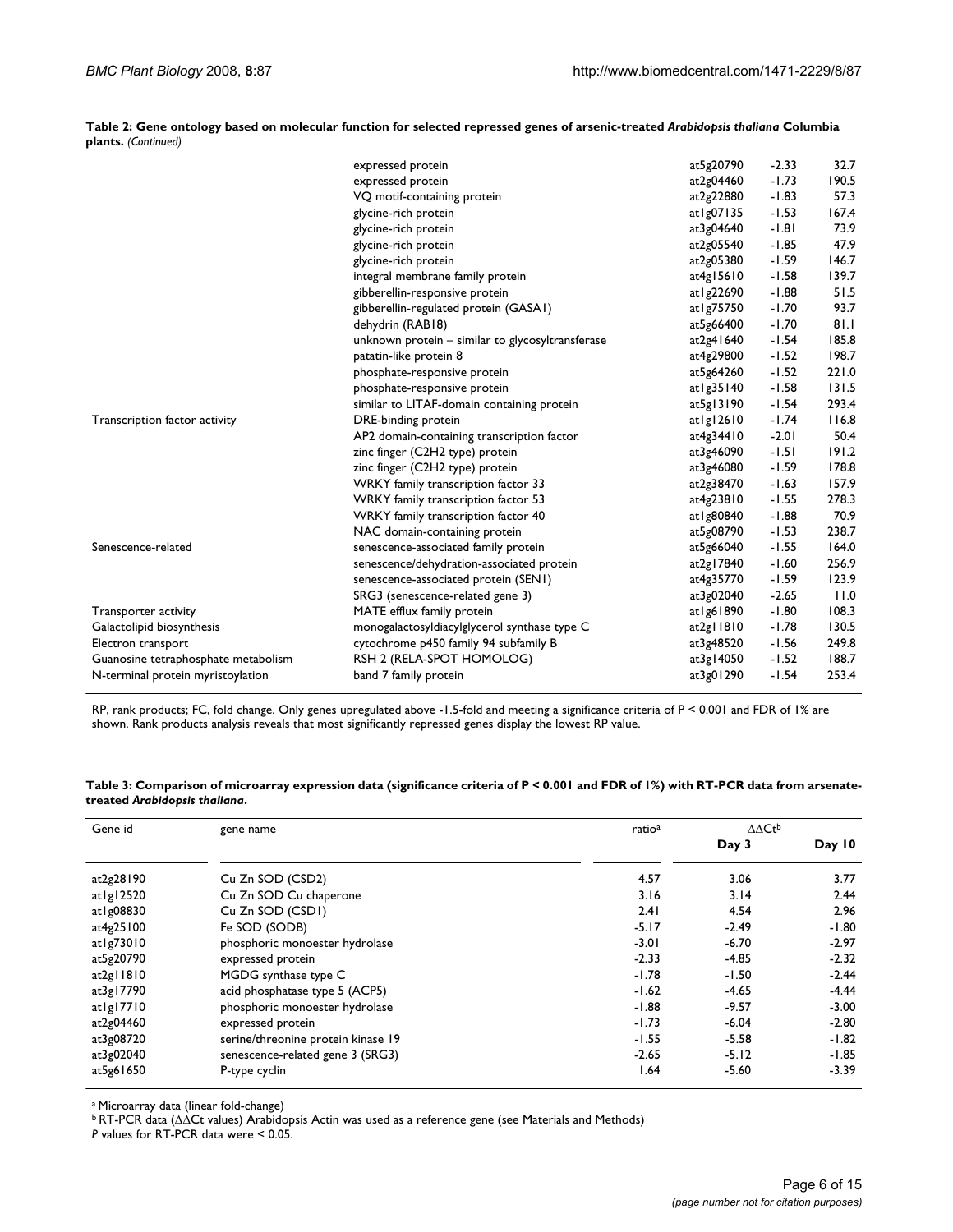**Table 2: Gene ontology based on molecular function for selected repressed genes of arsenic-treated *Arabidopsis thaliana* Columbia plants.** *(Continued)*

| | | | | |
|---|---|---|---|---|
| | expressed protein | at5g20790 | -2.33 | 32.7 |
| | expressed protein | at2g04460 | -1.73 | 190.5 |
| | VQ motif-containing protein | at2g22880 | -1.83 | 57.3 |
| | glycine-rich protein | at1g07135 | -1.53 | 167.4 |
| | glycine-rich protein | at3g04640 | -1.81 | 73.9 |
| | glycine-rich protein | at2g05540 | -1.85 | 47.9 |
| | glycine-rich protein | at2g05380 | -1.59 | 146.7 |
| | integral membrane family protein | at4g15610 | -1.58 | 139.7 |
| | gibberellin-responsive protein | at1g22690 | -1.88 | 51.5 |
| | gibberellin-regulated protein (GASA1) | at1g75750 | -1.70 | 93.7 |
| | dehydrin (RAB18) | at5g66400 | -1.70 | 81.1 |
| | unknown protein – similar to glycosyltransferase | at2g41640 | -1.54 | 185.8 |
| | patatin-like protein 8 | at4g29800 | -1.52 | 198.7 |
| | phosphate-responsive protein | at5g64260 | -1.52 | 221.0 |
| | phosphate-responsive protein | at1g35140 | -1.58 | 131.5 |
| | similar to LITAF-domain containing protein | at5g13190 | -1.54 | 293.4 |
| Transcription factor activity | DRE-binding protein | at1g12610 | -1.74 | 116.8 |
| | AP2 domain-containing transcription factor | at4g34410 | -2.01 | 50.4 |
| | zinc finger (C2H2 type) protein | at3g46090 | -1.51 | 191.2 |
| | zinc finger (C2H2 type) protein | at3g46080 | -1.59 | 178.8 |
| | WRKY family transcription factor 33 | at2g38470 | -1.63 | 157.9 |
| | WRKY family transcription factor 53 | at4g23810 | -1.55 | 278.3 |
| | WRKY family transcription factor 40 | at1g80840 | -1.88 | 70.9 |
| | NAC domain-containing protein | at5g08790 | -1.53 | 238.7 |
| Senescence-related | senescence-associated family protein | at5g66040 | -1.55 | 164.0 |
| | senescence/dehydration-associated protein | at2g17840 | -1.60 | 256.9 |
| | senescence-associated protein (SEN1) | at4g35770 | -1.59 | 123.9 |
| | SRG3 (senescence-related gene 3) | at3g02040 | -2.65 | 11.0 |
| Transporter activity | MATE efflux family protein | at1g61890 | -1.80 | 108.3 |
| Galactolipid biosynthesis | monogalactosyldiacylglycerol synthase type C | at2g11810 | -1.78 | 130.5 |
| Electron transport | cytochrome p450 family 94 subfamily B | at3g48520 | -1.56 | 249.8 |
| Guanosine tetraphosphate metabolism | RSH 2 (RELA-SPOT HOMOLOG) | at3g14050 | -1.52 | 188.7 |
| N-terminal protein myristoylation | band 7 family protein | at3g01290 | -1.54 | 253.4 |

RP, rank products; FC, fold change. Only genes upregulated above -1.5-fold and meeting a significance criteria of $P < 0.001$ and FDR of 1% are shown. Rank products analysis reveals that most significantly repressed genes display the lowest RP value.

**Table 3: Comparison of microarray expression data (significance criteria of $P < 0.001$ and FDR of 1%) with RT-PCR data from arsenate-treated *Arabidopsis thaliana*.**

| Gene id | gene name | ratio[a] | $\Delta\Delta$Ct[b] | |
|---|---|---|---|---|
| | | | **Day 3** | **Day 10** |
| at2g28190 | Cu Zn SOD (CSD2) | 4.57 | 3.06 | 3.77 |
| at1g12520 | Cu Zn SOD Cu chaperone | 3.16 | 3.14 | 2.44 |
| at1g08830 | Cu Zn SOD (CSD1) | 2.41 | 4.54 | 2.96 |
| at4g25100 | Fe SOD (SODB) | -5.17 | -2.49 | -1.80 |
| at1g73010 | phosphoric monoester hydrolase | -3.01 | -6.70 | -2.97 |
| at5g20790 | expressed protein | -2.33 | -4.85 | -2.32 |
| at2g11810 | MGDG synthase type C | -1.78 | -1.50 | -2.44 |
| at3g17790 | acid phosphatase type 5 (ACP5) | -1.62 | -4.65 | -4.44 |
| at1g17710 | phosphoric monoester hydrolase | -1.88 | -9.57 | -3.00 |
| at2g04460 | expressed protein | -1.73 | -6.04 | -2.80 |
| at3g08720 | serine/threonine protein kinase 19 | -1.55 | -5.58 | -1.82 |
| at3g02040 | senescence-related gene 3 (SRG3) | -2.65 | -5.12 | -1.85 |
| at5g61650 | P-type cyclin | 1.64 | -5.60 | -3.39 |

[a] Microarray data (linear fold-change)
[b] RT-PCR data ($\Delta\Delta$Ct values) Arabidopsis Actin was used as a reference gene (see Materials and Methods)
*P* values for RT-PCR data were < 0.05.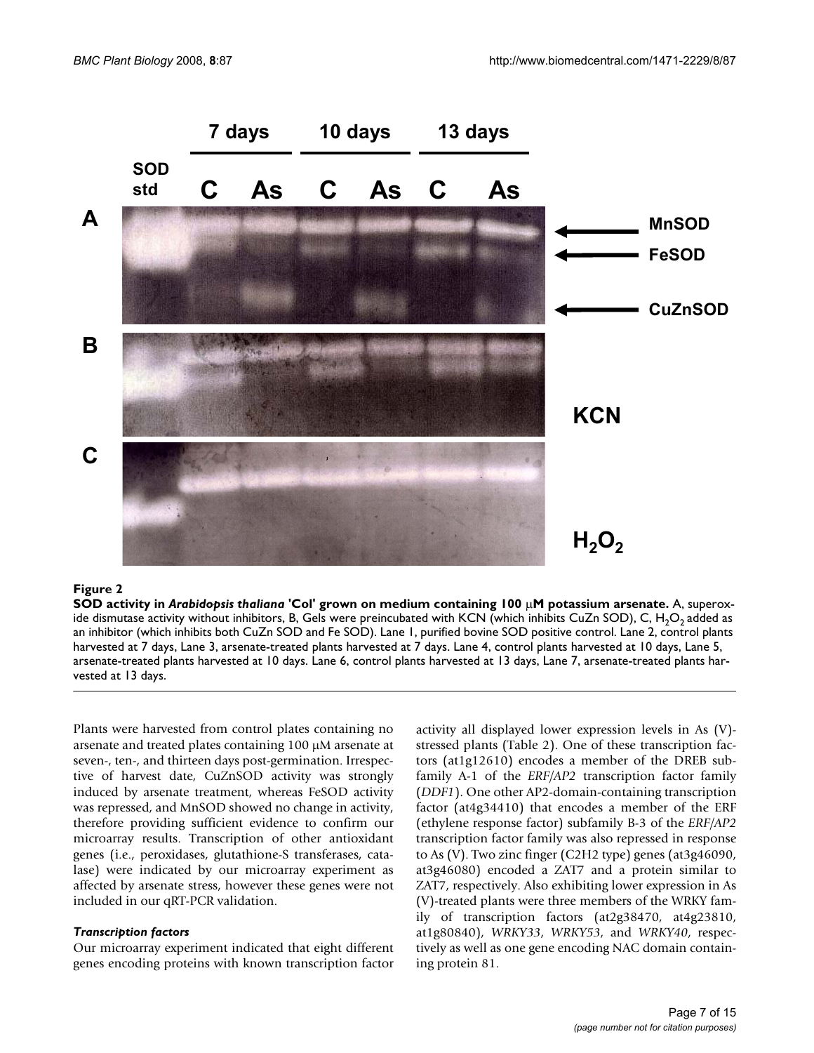**Figure 2**

**SOD activity in *Arabidopsis thaliana* 'Col' grown on medium containing 100 μM potassium arsenate.** A, superoxide dismutase activity without inhibitors, B, Gels were preincubated with KCN (which inhibits CuZn SOD), C, $H_2O_2$ added as an inhibitor (which inhibits both CuZn SOD and Fe SOD). Lane 1, purified bovine SOD positive control. Lane 2, control plants harvested at 7 days, Lane 3, arsenate-treated plants harvested at 7 days. Lane 4, control plants harvested at 10 days, Lane 5, arsenate-treated plants harvested at 10 days. Lane 6, control plants harvested at 13 days, Lane 7, arsenate-treated plants harvested at 13 days.

Plants were harvested from control plates containing no arsenate and treated plates containing 100 μM arsenate at seven-, ten-, and thirteen days post-germination. Irrespective of harvest date, CuZnSOD activity was strongly induced by arsenate treatment, whereas FeSOD activity was repressed, and MnSOD showed no change in activity, therefore providing sufficient evidence to confirm our microarray results. Transcription of other antioxidant genes (i.e., peroxidases, glutathione-S transferases, catalase) were indicated by our microarray experiment as affected by arsenate stress, however these genes were not included in our qRT-PCR validation.

### *Transcription factors*

Our microarray experiment indicated that eight different genes encoding proteins with known transcription factor activity all displayed lower expression levels in As (V)-stressed plants (Table 2). One of these transcription factors (at1g12610) encodes a member of the DREB subfamily A-1 of the *ERF/AP2* transcription factor family (*DDF1*). One other AP2-domain-containing transcription factor (at4g34410) that encodes a member of the ERF (ethylene response factor) subfamily B-3 of the *ERF/AP2* transcription factor family was also repressed in response to As (V). Two zinc finger (C2H2 type) genes (at3g46090, at3g46080) encoded a ZAT7 and a protein similar to ZAT7, respectively. Also exhibiting lower expression in As (V)-treated plants were three members of the WRKY family of transcription factors (at2g38470, at4g23810, at1g80840), *WRKY33*, *WRKY53*, and *WRKY40*, respectively as well as one gene encoding NAC domain containing protein 81.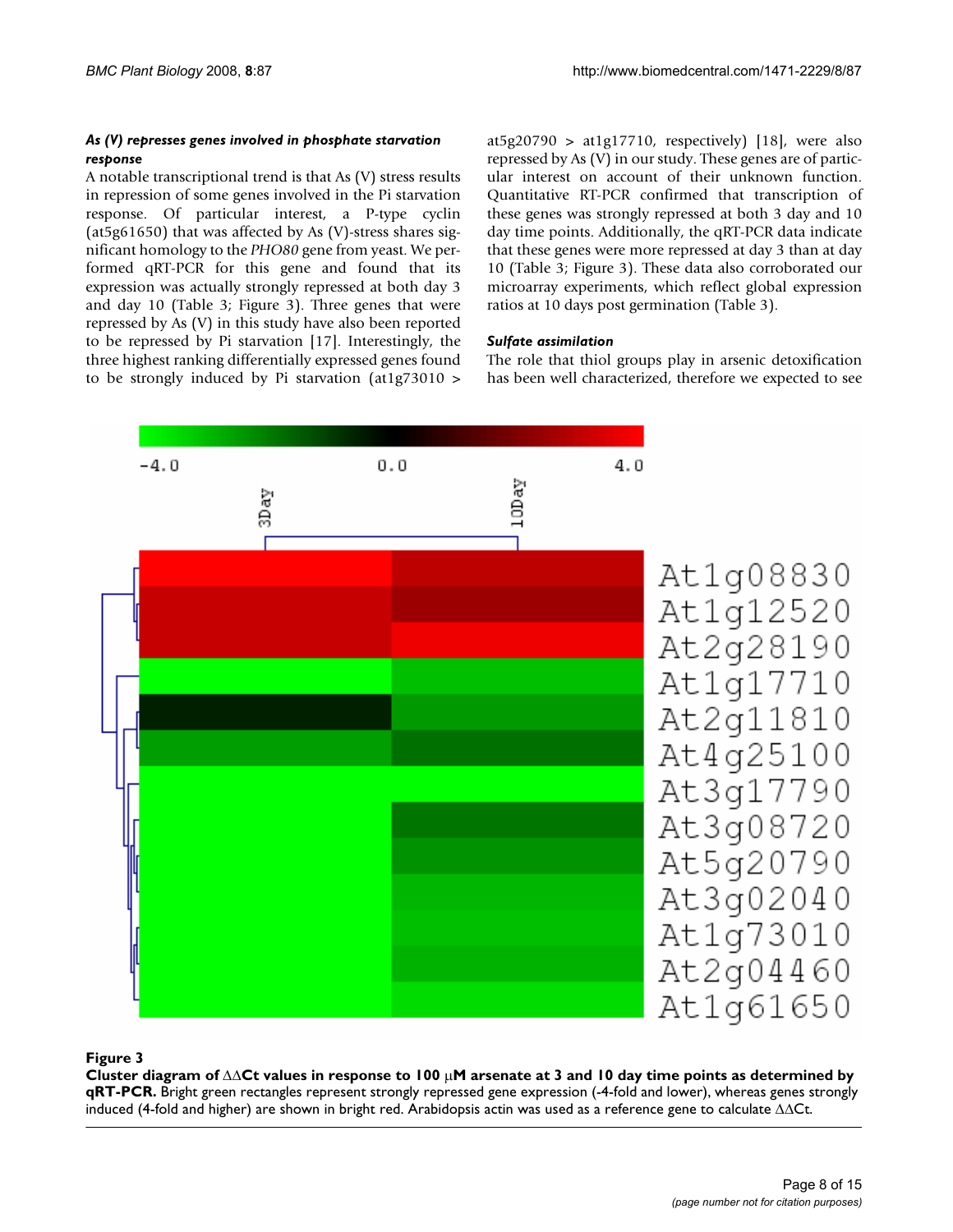### *As (V) represses genes involved in phosphate starvation response*

A notable transcriptional trend is that As (V) stress results in repression of some genes involved in the Pi starvation response. Of particular interest, a P-type cyclin (at5g61650) that was affected by As (V)-stress shares significant homology to the *PHO80* gene from yeast. We performed qRT-PCR for this gene and found that its expression was actually strongly repressed at both day 3 and day 10 (Table 3; Figure 3). Three genes that were repressed by As (V) in this study have also been reported to be repressed by Pi starvation [17]. Interestingly, the three highest ranking differentially expressed genes found to be strongly induced by Pi starvation (at1g73010 > at5g20790 > at1g17710, respectively) [18], were also repressed by As (V) in our study. These genes are of particular interest on account of their unknown function. Quantitative RT-PCR confirmed that transcription of these genes was strongly repressed at both 3 day and 10 day time points. Additionally, the qRT-PCR data indicate that these genes were more repressed at day 3 than at day 10 (Table 3; Figure 3). These data also corroborated our microarray experiments, which reflect global expression ratios at 10 days post germination (Table 3).

### *Sulfate assimilation*

The role that thiol groups play in arsenic detoxification has been well characterized, therefore we expected to see

**Figure 3**

**Cluster diagram of ΔΔCt values in response to 100 μM arsenate at 3 and 10 day time points as determined by qRT-PCR.** Bright green rectangles represent strongly repressed gene expression (-4-fold and lower), whereas genes strongly induced (4-fold and higher) are shown in bright red. Arabidopsis actin was used as a reference gene to calculate ΔΔCt.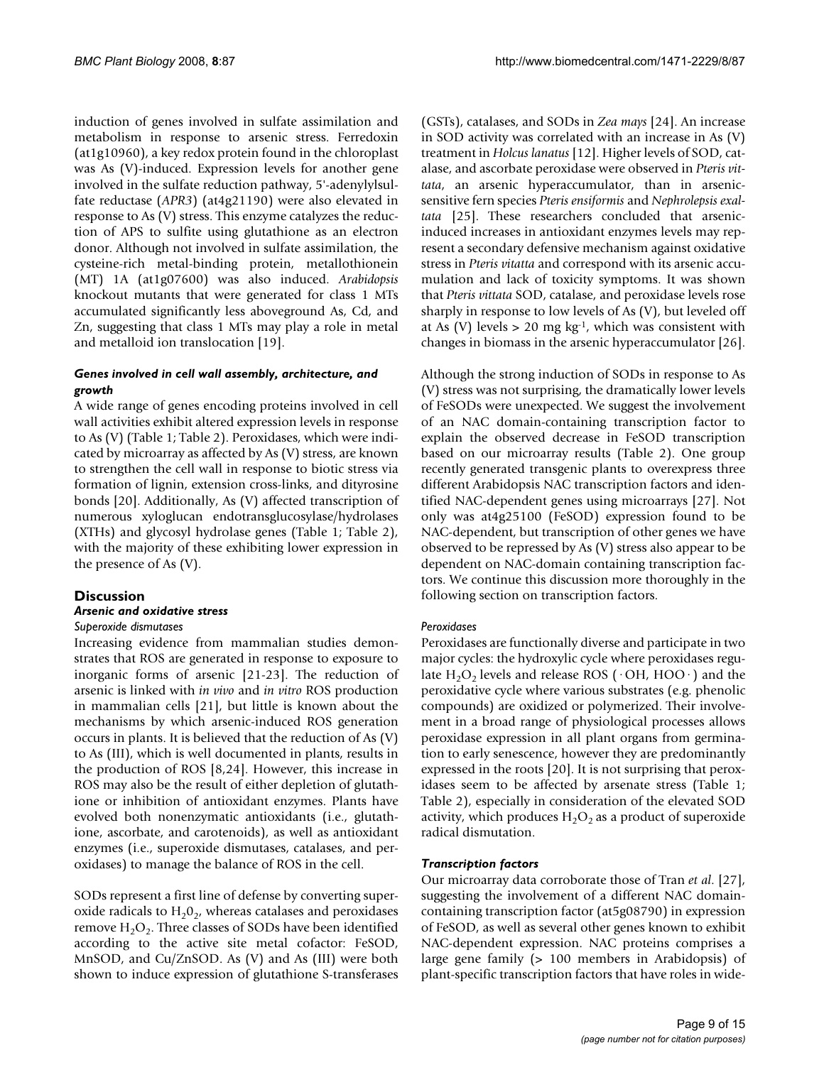induction of genes involved in sulfate assimilation and metabolism in response to arsenic stress. Ferredoxin (at1g10960), a key redox protein found in the chloroplast was As (V)-induced. Expression levels for another gene involved in the sulfate reduction pathway, 5'-adenylylsulfate reductase (*APR3*) (at4g21190) were also elevated in response to As (V) stress. This enzyme catalyzes the reduction of APS to sulfite using glutathione as an electron donor. Although not involved in sulfate assimilation, the cysteine-rich metal-binding protein, metallothionein (MT) 1A (at1g07600) was also induced. *Arabidopsis* knockout mutants that were generated for class 1 MTs accumulated significantly less aboveground As, Cd, and Zn, suggesting that class 1 MTs may play a role in metal and metalloid ion translocation [19].

#### *Genes involved in cell wall assembly, architecture, and growth*

A wide range of genes encoding proteins involved in cell wall activities exhibit altered expression levels in response to As (V) (Table 1; Table 2). Peroxidases, which were indicated by microarray as affected by As (V) stress, are known to strengthen the cell wall in response to biotic stress via formation of lignin, extension cross-links, and dityrosine bonds [20]. Additionally, As (V) affected transcription of numerous xyloglucan endotransglucosylase/hydrolases (XTHs) and glycosyl hydrolase genes (Table 1; Table 2), with the majority of these exhibiting lower expression in the presence of As (V).

## Discussion

### *Arsenic and oxidative stress*

#### *Superoxide dismutases*

Increasing evidence from mammalian studies demonstrates that ROS are generated in response to exposure to inorganic forms of arsenic [21-23]. The reduction of arsenic is linked with *in vivo* and *in vitro* ROS production in mammalian cells [21], but little is known about the mechanisms by which arsenic-induced ROS generation occurs in plants. It is believed that the reduction of As (V) to As (III), which is well documented in plants, results in the production of ROS [8,24]. However, this increase in ROS may also be the result of either depletion of glutathione or inhibition of antioxidant enzymes. Plants have evolved both nonenzymatic antioxidants (i.e., glutathione, ascorbate, and carotenoids), as well as antioxidant enzymes (i.e., superoxide dismutases, catalases, and peroxidases) to manage the balance of ROS in the cell.

SODs represent a first line of defense by converting superoxide radicals to $H_2 0_2$, whereas catalases and peroxidases remove $H_2O_2$. Three classes of SODs have been identified according to the active site metal cofactor: FeSOD, MnSOD, and Cu/ZnSOD. As (V) and As (III) were both shown to induce expression of glutathione S-transferases (GSTs), catalases, and SODs in *Zea mays* [24]. An increase in SOD activity was correlated with an increase in As (V) treatment in *Holcus lanatus* [12]. Higher levels of SOD, catalase, and ascorbate peroxidase were observed in *Pteris vittata*, an arsenic hyperaccumulator, than in arsenic-sensitive fern species *Pteris ensiformis* and *Nephrolepsis exaltata* [25]. These researchers concluded that arsenic-induced increases in antioxidant enzymes levels may represent a secondary defensive mechanism against oxidative stress in *Pteris vitatta* and correspond with its arsenic accumulation and lack of toxicity symptoms. It was shown that *Pteris vittata* SOD, catalase, and peroxidase levels rose sharply in response to low levels of As (V), but leveled off at As (V) levels > 20 mg $kg^{-1}$, which was consistent with changes in biomass in the arsenic hyperaccumulator [26].

Although the strong induction of SODs in response to As (V) stress was not surprising, the dramatically lower levels of FeSODs were unexpected. We suggest the involvement of an NAC domain-containing transcription factor to explain the observed decrease in FeSOD transcription based on our microarray results (Table 2). One group recently generated transgenic plants to overexpress three different Arabidopsis NAC transcription factors and identified NAC-dependent genes using microarrays [27]. Not only was at4g25100 (FeSOD) expression found to be NAC-dependent, but transcription of other genes we have observed to be repressed by As (V) stress also appear to be dependent on NAC-domain containing transcription factors. We continue this discussion more thoroughly in the following section on transcription factors.

#### *Peroxidases*

Peroxidases are functionally diverse and participate in two major cycles: the hydroxylic cycle where peroxidases regulate $H_2O_2$ levels and release ROS ($\cdot$OH, HOO$\cdot$) and the peroxidative cycle where various substrates (e.g. phenolic compounds) are oxidized or polymerized. Their involvement in a broad range of physiological processes allows peroxidase expression in all plant organs from germination to early senescence, however they are predominantly expressed in the roots [20]. It is not surprising that peroxidases seem to be affected by arsenate stress (Table 1; Table 2), especially in consideration of the elevated SOD activity, which produces $H_2O_2$ as a product of superoxide radical dismutation.

### *Transcription factors*

Our microarray data corroborate those of Tran *et al*. [27], suggesting the involvement of a different NAC domain-containing transcription factor (at5g08790) in expression of FeSOD, as well as several other genes known to exhibit NAC-dependent expression. NAC proteins comprises a large gene family (> 100 members in Arabidopsis) of plant-specific transcription factors that have roles in wide-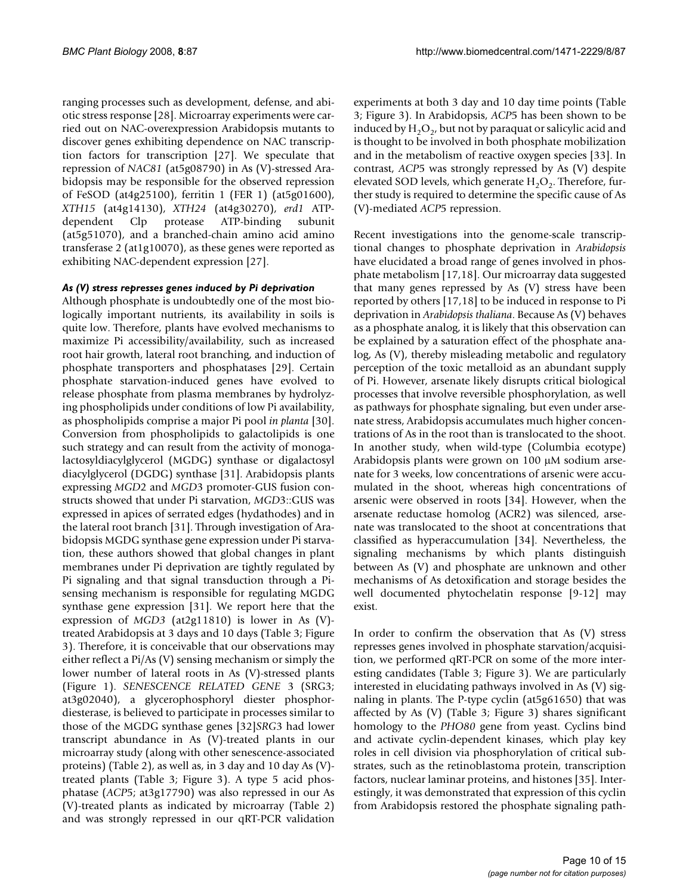ranging processes such as development, defense, and abiotic stress response [28]. Microarray experiments were carried out on NAC-overexpression Arabidopsis mutants to discover genes exhibiting dependence on NAC transcription factors for transcription [27]. We speculate that repression of *NAC81* (at5g08790) in As (V)-stressed Arabidopsis may be responsible for the observed repression of FeSOD (at4g25100), ferritin 1 (FER 1) (at5g01600), *XTH15* (at4g14130), *XTH24* (at4g30270), *erd1* ATP-dependent Clp protease ATP-binding subunit (at5g51070), and a branched-chain amino acid amino transferase 2 (at1g10070), as these genes were reported as exhibiting NAC-dependent expression [27].

### *As (V) stress represses genes induced by Pi deprivation*

Although phosphate is undoubtedly one of the most biologically important nutrients, its availability in soils is quite low. Therefore, plants have evolved mechanisms to maximize Pi accessibility/availability, such as increased root hair growth, lateral root branching, and induction of phosphate transporters and phosphatases [29]. Certain phosphate starvation-induced genes have evolved to release phosphate from plasma membranes by hydrolyzing phospholipids under conditions of low Pi availability, as phospholipids comprise a major Pi pool *in planta* [30]. Conversion from phospholipids to galactolipids is one such strategy and can result from the activity of monogalactosyldiacylglycerol (MGDG) synthase or digalactosyl diacylglycerol (DGDG) synthase [31]. Arabidopsis plants expressing *MGD2* and *MGD3* promoter-GUS fusion constructs showed that under Pi starvation, *MGD3*::GUS was expressed in apices of serrated edges (hydathodes) and in the lateral root branch [31]. Through investigation of Arabidopsis MGDG synthase gene expression under Pi starvation, these authors showed that global changes in plant membranes under Pi deprivation are tightly regulated by Pi signaling and that signal transduction through a Pi-sensing mechanism is responsible for regulating MGDG synthase gene expression [31]. We report here that the expression of *MGD3* (at2g11810) is lower in As (V)-treated Arabidopsis at 3 days and 10 days (Table 3; Figure 3). Therefore, it is conceivable that our observations may either reflect a Pi/As (V) sensing mechanism or simply the lower number of lateral roots in As (V)-stressed plants (Figure 1). *SENESCENCE RELATED GENE* 3 (SRG3; at3g02040), a glycerophosphoryl diester phosphordiesterase, is believed to participate in processes similar to those of the MGDG synthase genes [32]*SRG3* had lower transcript abundance in As (V)-treated plants in our microarray study (along with other senescence-associated proteins) (Table 2), as well as, in 3 day and 10 day As (V)-treated plants (Table 3; Figure 3). A type 5 acid phosphatase (*ACP5*; at3g17790) was also repressed in our As (V)-treated plants as indicated by microarray (Table 2) and was strongly repressed in our qRT-PCR validation experiments at both 3 day and 10 day time points (Table 3; Figure 3). In Arabidopsis, *ACP5* has been shown to be induced by $H_2O_2$, but not by paraquat or salicylic acid and is thought to be involved in both phosphate mobilization and in the metabolism of reactive oxygen species [33]. In contrast, *ACP5* was strongly repressed by As (V) despite elevated SOD levels, which generate $H_2O_2$. Therefore, further study is required to determine the specific cause of As (V)-mediated *ACP5* repression.

Recent investigations into the genome-scale transcriptional changes to phosphate deprivation in *Arabidopsis* have elucidated a broad range of genes involved in phosphate metabolism [17,18]. Our microarray data suggested that many genes repressed by As (V) stress have been reported by others [17,18] to be induced in response to Pi deprivation in *Arabidopsis thaliana*. Because As (V) behaves as a phosphate analog, it is likely that this observation can be explained by a saturation effect of the phosphate analog, As (V), thereby misleading metabolic and regulatory perception of the toxic metalloid as an abundant supply of Pi. However, arsenate likely disrupts critical biological processes that involve reversible phosphorylation, as well as pathways for phosphate signaling, but even under arsenate stress, Arabidopsis accumulates much higher concentrations of As in the root than is translocated to the shoot. In another study, when wild-type (Columbia ecotype) Arabidopsis plants were grown on 100 μM sodium arsenate for 3 weeks, low concentrations of arsenic were accumulated in the shoot, whereas high concentrations of arsenic were observed in roots [34]. However, when the arsenate reductase homolog (ACR2) was silenced, arsenate was translocated to the shoot at concentrations that classified as hyperaccumulation [34]. Nevertheless, the signaling mechanisms by which plants distinguish between As (V) and phosphate are unknown and other mechanisms of As detoxification and storage besides the well documented phytochelatin response [9-12] may exist.

In order to confirm the observation that As (V) stress represses genes involved in phosphate starvation/acquisition, we performed qRT-PCR on some of the more interesting candidates (Table 3; Figure 3). We are particularly interested in elucidating pathways involved in As (V) signaling in plants. The P-type cyclin (at5g61650) that was affected by As (V) (Table 3; Figure 3) shares significant homology to the *PHO80* gene from yeast. Cyclins bind and activate cyclin-dependent kinases, which play key roles in cell division via phosphorylation of critical substrates, such as the retinoblastoma protein, transcription factors, nuclear laminar proteins, and histones [35]. Interestingly, it was demonstrated that expression of this cyclin from Arabidopsis restored the phosphate signaling path-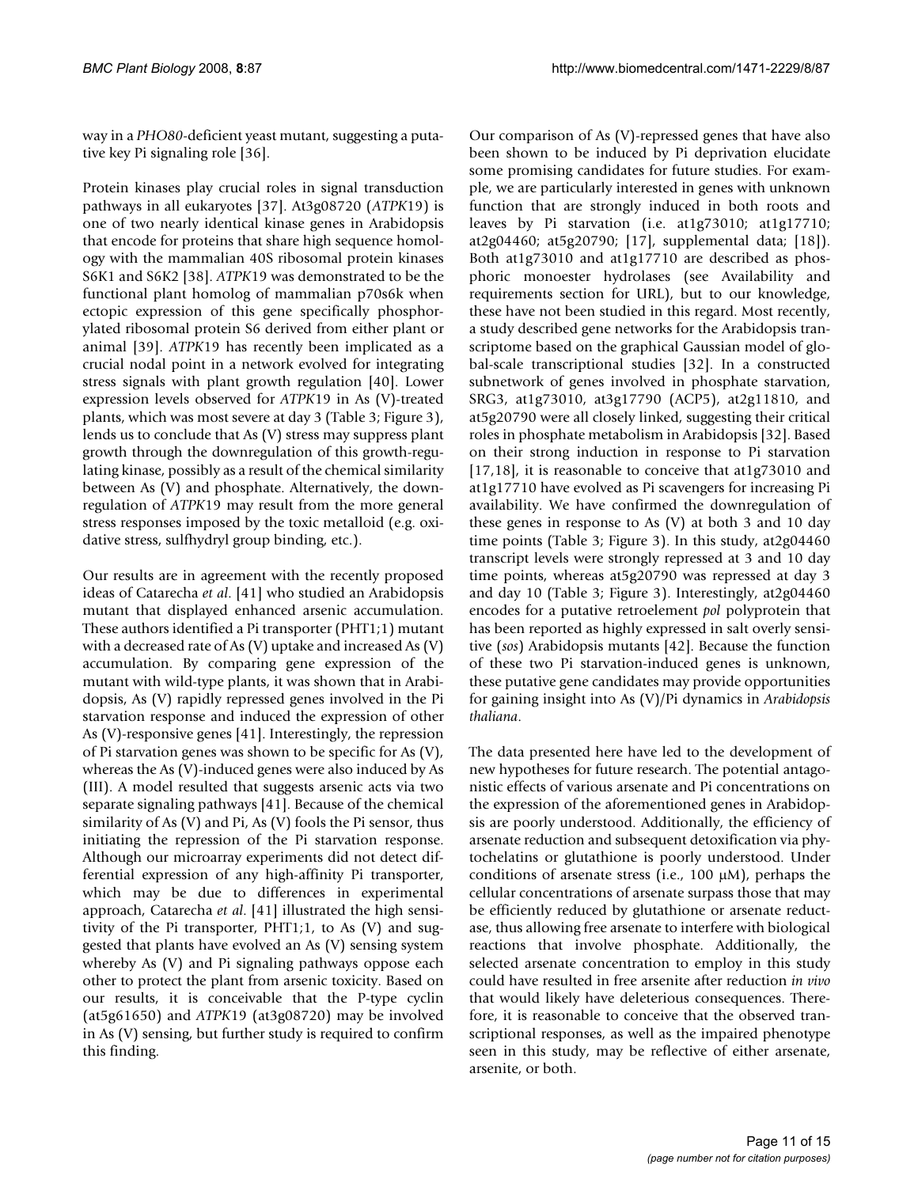way in a *PHO80*-deficient yeast mutant, suggesting a putative key Pi signaling role [36].

Protein kinases play crucial roles in signal transduction pathways in all eukaryotes [37]. At3g08720 (*ATPK*19) is one of two nearly identical kinase genes in Arabidopsis that encode for proteins that share high sequence homology with the mammalian 40S ribosomal protein kinases S6K1 and S6K2 [38]. *ATPK*19 was demonstrated to be the functional plant homolog of mammalian p70s6k when ectopic expression of this gene specifically phosphorylated ribosomal protein S6 derived from either plant or animal [39]. *ATPK*19 has recently been implicated as a crucial nodal point in a network evolved for integrating stress signals with plant growth regulation [40]. Lower expression levels observed for *ATPK*19 in As (V)-treated plants, which was most severe at day 3 (Table 3; Figure 3), lends us to conclude that As (V) stress may suppress plant growth through the downregulation of this growth-regulating kinase, possibly as a result of the chemical similarity between As (V) and phosphate. Alternatively, the downregulation of *ATPK*19 may result from the more general stress responses imposed by the toxic metalloid (e.g. oxidative stress, sulfhydryl group binding, etc.).

Our results are in agreement with the recently proposed ideas of Catarecha *et al*. [41] who studied an Arabidopsis mutant that displayed enhanced arsenic accumulation. These authors identified a Pi transporter (PHT1;1) mutant with a decreased rate of As (V) uptake and increased As (V) accumulation. By comparing gene expression of the mutant with wild-type plants, it was shown that in Arabidopsis, As (V) rapidly repressed genes involved in the Pi starvation response and induced the expression of other As (V)-responsive genes [41]. Interestingly, the repression of Pi starvation genes was shown to be specific for As (V), whereas the As (V)-induced genes were also induced by As (III). A model resulted that suggests arsenic acts via two separate signaling pathways [41]. Because of the chemical similarity of As (V) and Pi, As (V) fools the Pi sensor, thus initiating the repression of the Pi starvation response. Although our microarray experiments did not detect differential expression of any high-affinity Pi transporter, which may be due to differences in experimental approach, Catarecha *et al*. [41] illustrated the high sensitivity of the Pi transporter, PHT1;1, to As (V) and suggested that plants have evolved an As (V) sensing system whereby As (V) and Pi signaling pathways oppose each other to protect the plant from arsenic toxicity. Based on our results, it is conceivable that the P-type cyclin (at5g61650) and *ATPK*19 (at3g08720) may be involved in As (V) sensing, but further study is required to confirm this finding.

Our comparison of As (V)-repressed genes that have also been shown to be induced by Pi deprivation elucidate some promising candidates for future studies. For example, we are particularly interested in genes with unknown function that are strongly induced in both roots and leaves by Pi starvation (i.e. at1g73010; at1g17710; at2g04460; at5g20790; [17], supplemental data; [18]). Both at1g73010 and at1g17710 are described as phosphoric monoester hydrolases (see Availability and requirements section for URL), but to our knowledge, these have not been studied in this regard. Most recently, a study described gene networks for the Arabidopsis transcriptome based on the graphical Gaussian model of global-scale transcriptional studies [32]. In a constructed subnetwork of genes involved in phosphate starvation, SRG3, at1g73010, at3g17790 (ACP5), at2g11810, and at5g20790 were all closely linked, suggesting their critical roles in phosphate metabolism in Arabidopsis [32]. Based on their strong induction in response to Pi starvation [17,18], it is reasonable to conceive that at1g73010 and at1g17710 have evolved as Pi scavengers for increasing Pi availability. We have confirmed the downregulation of these genes in response to As (V) at both 3 and 10 day time points (Table 3; Figure 3). In this study, at2g04460 transcript levels were strongly repressed at 3 and 10 day time points, whereas at5g20790 was repressed at day 3 and day 10 (Table 3; Figure 3). Interestingly, at2g04460 encodes for a putative retroelement *pol* polyprotein that has been reported as highly expressed in salt overly sensitive (*sos*) Arabidopsis mutants [42]. Because the function of these two Pi starvation-induced genes is unknown, these putative gene candidates may provide opportunities for gaining insight into As (V)/Pi dynamics in *Arabidopsis thaliana*.

The data presented here have led to the development of new hypotheses for future research. The potential antagonistic effects of various arsenate and Pi concentrations on the expression of the aforementioned genes in Arabidopsis are poorly understood. Additionally, the efficiency of arsenate reduction and subsequent detoxification via phytochelatins or glutathione is poorly understood. Under conditions of arsenate stress (i.e., 100 μM), perhaps the cellular concentrations of arsenate surpass those that may be efficiently reduced by glutathione or arsenate reductase, thus allowing free arsenate to interfere with biological reactions that involve phosphate. Additionally, the selected arsenate concentration to employ in this study could have resulted in free arsenite after reduction *in vivo* that would likely have deleterious consequences. Therefore, it is reasonable to conceive that the observed transcriptional responses, as well as the impaired phenotype seen in this study, may be reflective of either arsenate, arsenite, or both.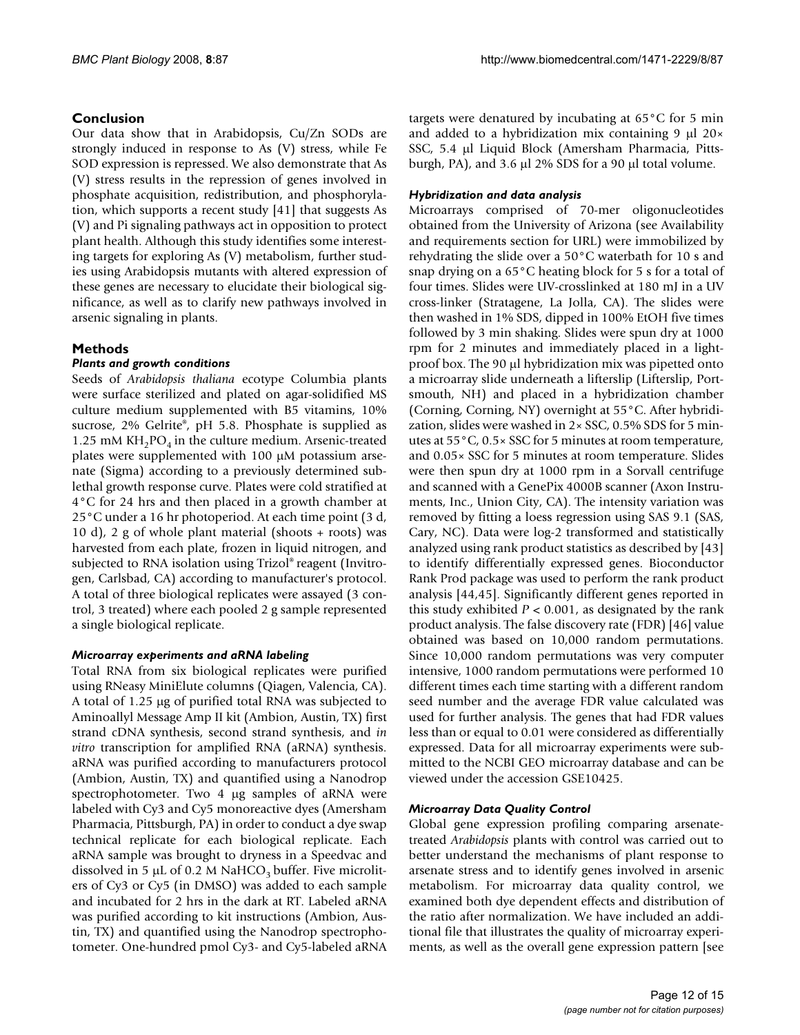## Conclusion

Our data show that in Arabidopsis, Cu/Zn SODs are strongly induced in response to As (V) stress, while Fe SOD expression is repressed. We also demonstrate that As (V) stress results in the repression of genes involved in phosphate acquisition, redistribution, and phosphorylation, which supports a recent study [41] that suggests As (V) and Pi signaling pathways act in opposition to protect plant health. Although this study identifies some interesting targets for exploring As (V) metabolism, further studies using Arabidopsis mutants with altered expression of these genes are necessary to elucidate their biological significance, as well as to clarify new pathways involved in arsenic signaling in plants.

## Methods

### Plants and growth conditions

Seeds of *Arabidopsis thaliana* ecotype Columbia plants were surface sterilized and plated on agar-solidified MS culture medium supplemented with B5 vitamins, 10% sucrose, 2% Gelrite®, pH 5.8. Phosphate is supplied as 1.25 mM $KH_2PO_4$ in the culture medium. Arsenic-treated plates were supplemented with 100 μM potassium arsenate (Sigma) according to a previously determined sublethal growth response curve. Plates were cold stratified at 4°C for 24 hrs and then placed in a growth chamber at 25°C under a 16 hr photoperiod. At each time point (3 d, 10 d), 2 g of whole plant material (shoots + roots) was harvested from each plate, frozen in liquid nitrogen, and subjected to RNA isolation using Trizol® reagent (Invitrogen, Carlsbad, CA) according to manufacturer's protocol. A total of three biological replicates were assayed (3 control, 3 treated) where each pooled 2 g sample represented a single biological replicate.

### Microarray experiments and aRNA labeling

Total RNA from six biological replicates were purified using RNeasy MiniElute columns (Qiagen, Valencia, CA). A total of 1.25 μg of purified total RNA was subjected to Aminoallyl Message Amp II kit (Ambion, Austin, TX) first strand cDNA synthesis, second strand synthesis, and *in vitro* transcription for amplified RNA (aRNA) synthesis. aRNA was purified according to manufacturers protocol (Ambion, Austin, TX) and quantified using a Nanodrop spectrophotometer. Two 4 μg samples of aRNA were labeled with Cy3 and Cy5 monoreactive dyes (Amersham Pharmacia, Pittsburgh, PA) in order to conduct a dye swap technical replicate for each biological replicate. Each aRNA sample was brought to dryness in a Speedvac and dissolved in 5 μL of 0.2 M $NaHCO_3$ buffer. Five microliters of Cy3 or Cy5 (in DMSO) was added to each sample and incubated for 2 hrs in the dark at RT. Labeled aRNA was purified according to kit instructions (Ambion, Austin, TX) and quantified using the Nanodrop spectrophotometer. One-hundred pmol Cy3- and Cy5-labeled aRNA targets were denatured by incubating at 65°C for 5 min and added to a hybridization mix containing 9 μl 20× SSC, 5.4 μl Liquid Block (Amersham Pharmacia, Pittsburgh, PA), and 3.6 μl 2% SDS for a 90 μl total volume.

### Hybridization and data analysis

Microarrays comprised of 70-mer oligonucleotides obtained from the University of Arizona (see Availability and requirements section for URL) were immobilized by rehydrating the slide over a 50°C waterbath for 10 s and snap drying on a 65°C heating block for 5 s for a total of four times. Slides were UV-crosslinked at 180 mJ in a UV cross-linker (Stratagene, La Jolla, CA). The slides were then washed in 1% SDS, dipped in 100% EtOH five times followed by 3 min shaking. Slides were spun dry at 1000 rpm for 2 minutes and immediately placed in a lightproof box. The 90 μl hybridization mix was pipetted onto a microarray slide underneath a lifterslip (Lifterslip, Portsmouth, NH) and placed in a hybridization chamber (Corning, Corning, NY) overnight at 55°C. After hybridization, slides were washed in 2× SSC, 0.5% SDS for 5 minutes at 55°C, 0.5× SSC for 5 minutes at room temperature, and 0.05× SSC for 5 minutes at room temperature. Slides were then spun dry at 1000 rpm in a Sorvall centrifuge and scanned with a GenePix 4000B scanner (Axon Instruments, Inc., Union City, CA). The intensity variation was removed by fitting a loess regression using SAS 9.1 (SAS, Cary, NC). Data were log-2 transformed and statistically analyzed using rank product statistics as described by [43] to identify differentially expressed genes. Bioconductor Rank Prod package was used to perform the rank product analysis [44,45]. Significantly different genes reported in this study exhibited $P < 0.001$, as designated by the rank product analysis. The false discovery rate (FDR) [46] value obtained was based on 10,000 random permutations. Since 10,000 random permutations was very computer intensive, 1000 random permutations were performed 10 different times each time starting with a different random seed number and the average FDR value calculated was used for further analysis. The genes that had FDR values less than or equal to 0.01 were considered as differentially expressed. Data for all microarray experiments were submitted to the NCBI GEO microarray database and can be viewed under the accession GSE10425.

### Microarray Data Quality Control

Global gene expression profiling comparing arsenate-treated *Arabidopsis* plants with control was carried out to better understand the mechanisms of plant response to arsenate stress and to identify genes involved in arsenic metabolism. For microarray data quality control, we examined both dye dependent effects and distribution of the ratio after normalization. We have included an additional file that illustrates the quality of microarray experiments, as well as the overall gene expression pattern [see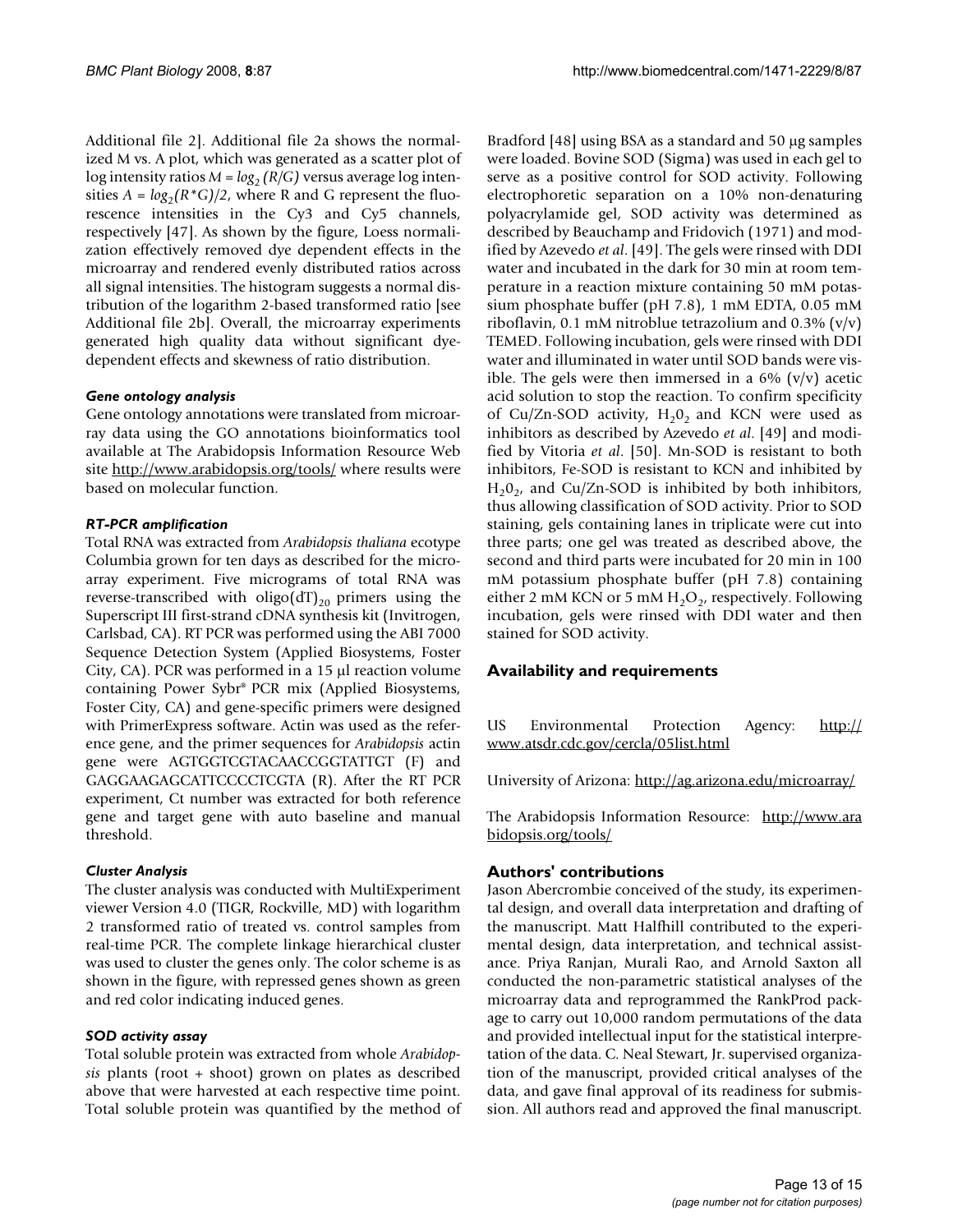Additional file 2]. Additional file 2a shows the normalized M vs. A plot, which was generated as a scatter plot of log intensity ratios $M = log_2(R/G)$ versus average log intensities $A = log_2(R*G)/2$, where R and G represent the fluorescence intensities in the Cy3 and Cy5 channels, respectively [47]. As shown by the figure, Loess normalization effectively removed dye dependent effects in the microarray and rendered evenly distributed ratios across all signal intensities. The histogram suggests a normal distribution of the logarithm 2-based transformed ratio [see Additional file 2b]. Overall, the microarray experiments generated high quality data without significant dye-dependent effects and skewness of ratio distribution.

### *Gene ontology analysis*

Gene ontology annotations were translated from microarray data using the GO annotations bioinformatics tool available at The Arabidopsis Information Resource Web site http://www.arabidopsis.org/tools/ where results were based on molecular function.

### *RT-PCR amplification*

Total RNA was extracted from *Arabidopsis thaliana* ecotype Columbia grown for ten days as described for the microarray experiment. Five micrograms of total RNA was reverse-transcribed with oligo$(dT)_{20}$ primers using the Superscript III first-strand cDNA synthesis kit (Invitrogen, Carlsbad, CA). RT PCR was performed using the ABI 7000 Sequence Detection System (Applied Biosystems, Foster City, CA). PCR was performed in a 15 µl reaction volume containing Power Sybr® PCR mix (Applied Biosystems, Foster City, CA) and gene-specific primers were designed with PrimerExpress software. Actin was used as the reference gene, and the primer sequences for *Arabidopsis* actin gene were AGTGGTCGTACAACCGGTATTGT (F) and GAGGAAGAGCATTCCCCTCGTA (R). After the RT PCR experiment, Ct number was extracted for both reference gene and target gene with auto baseline and manual threshold.

### *Cluster Analysis*

The cluster analysis was conducted with MultiExperiment viewer Version 4.0 (TIGR, Rockville, MD) with logarithm 2 transformed ratio of treated vs. control samples from real-time PCR. The complete linkage hierarchical cluster was used to cluster the genes only. The color scheme is as shown in the figure, with repressed genes shown as green and red color indicating induced genes.

### *SOD activity assay*

Total soluble protein was extracted from whole *Arabidopsis* plants (root + shoot) grown on plates as described above that were harvested at each respective time point. Total soluble protein was quantified by the method of Bradford [48] using BSA as a standard and 50 µg samples were loaded. Bovine SOD (Sigma) was used in each gel to serve as a positive control for SOD activity. Following electrophoretic separation on a 10% non-denaturing polyacrylamide gel, SOD activity was determined as described by Beauchamp and Fridovich (1971) and modified by Azevedo *et al*. [49]. The gels were rinsed with DDI water and incubated in the dark for 30 min at room temperature in a reaction mixture containing 50 mM potassium phosphate buffer (pH 7.8), 1 mM EDTA, 0.05 mM riboflavin, 0.1 mM nitroblue tetrazolium and 0.3% (v/v) TEMED. Following incubation, gels were rinsed with DDI water and illuminated in water until SOD bands were visible. The gels were then immersed in a 6% (v/v) acetic acid solution to stop the reaction. To confirm specificity of Cu/Zn-SOD activity, $H_20_2$ and KCN were used as inhibitors as described by Azevedo *et al*. [49] and modified by Vitoria *et al*. [50]. Mn-SOD is resistant to both inhibitors, Fe-SOD is resistant to KCN and inhibited by $H_20_2$, and Cu/Zn-SOD is inhibited by both inhibitors, thus allowing classification of SOD activity. Prior to SOD staining, gels containing lanes in triplicate were cut into three parts; one gel was treated as described above, the second and third parts were incubated for 20 min in 100 mM potassium phosphate buffer (pH 7.8) containing either 2 mM KCN or 5 mM $H_2O_2$, respectively. Following incubation, gels were rinsed with DDI water and then stained for SOD activity.

## Availability and requirements

US Environmental Protection Agency: http://www.atsdr.cdc.gov/cercla/05list.html

University of Arizona: http://ag.arizona.edu/microarray/

The Arabidopsis Information Resource: http://www.arabidopsis.org/tools/

## Authors' contributions

Jason Abercrombie conceived of the study, its experimental design, and overall data interpretation and drafting of the manuscript. Matt Halfhill contributed to the experimental design, data interpretation, and technical assistance. Priya Ranjan, Murali Rao, and Arnold Saxton all conducted the non-parametric statistical analyses of the microarray data and reprogrammed the RankProd package to carry out 10,000 random permutations of the data and provided intellectual input for the statistical interpretation of the data. C. Neal Stewart, Jr. supervised organization of the manuscript, provided critical analyses of the data, and gave final approval of its readiness for submission. All authors read and approved the final manuscript.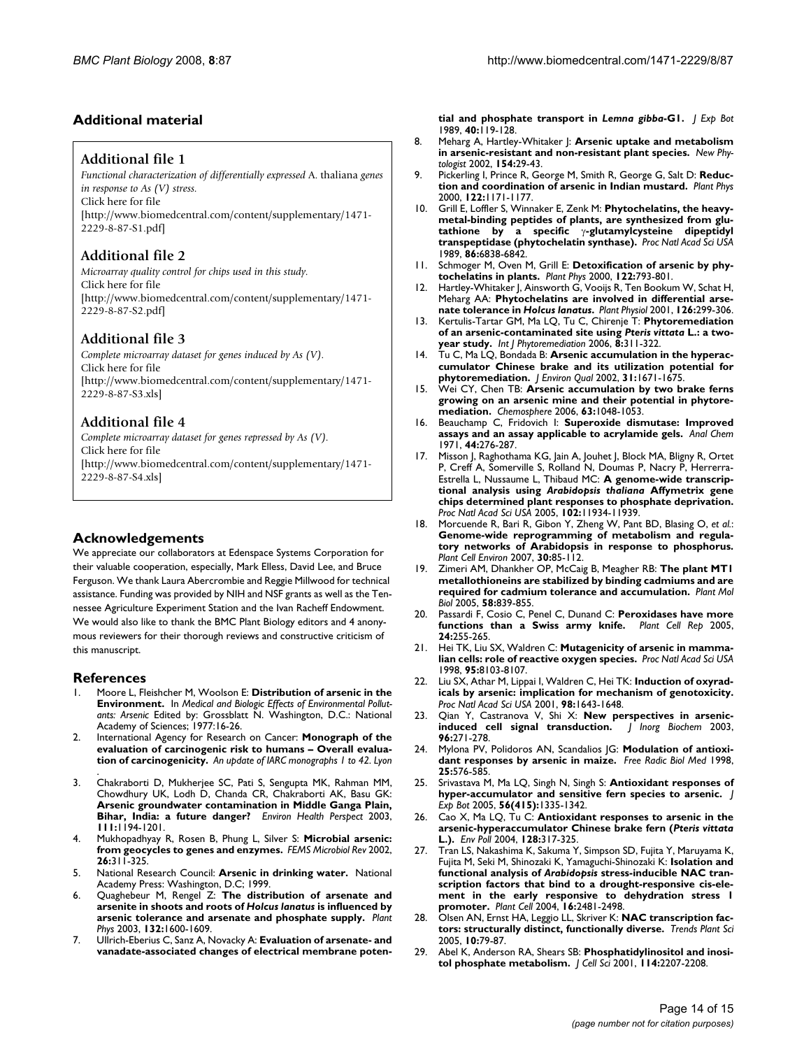## Additional material

### Additional file 1

*Functional characterization of differentially expressed* A. thaliana *genes in response to As (V) stress.*
Click here for file
[http://www.biomedcentral.com/content/supplementary/1471-2229-8-87-S1.pdf]

### Additional file 2

*Microarray quality control for chips used in this study.*
Click here for file
[http://www.biomedcentral.com/content/supplementary/1471-2229-8-87-S2.pdf]

### Additional file 3

*Complete microarray dataset for genes induced by As (V).*
Click here for file
[http://www.biomedcentral.com/content/supplementary/1471-2229-8-87-S3.xls]

### Additional file 4

*Complete microarray dataset for genes repressed by As (V).*
Click here for file
[http://www.biomedcentral.com/content/supplementary/1471-2229-8-87-S4.xls]

## Acknowledgements

We appreciate our collaborators at Edenspace Systems Corporation for their valuable cooperation, especially, Mark Elless, David Lee, and Bruce Ferguson. We thank Laura Abercrombie and Reggie Millwood for technical assistance. Funding was provided by NIH and NSF grants as well as the Tennessee Agriculture Experiment Station and the Ivan Racheff Endowment. We would also like to thank the BMC Plant Biology editors and 4 anonymous reviewers for their thorough reviews and constructive criticism of this manuscript.

## References

1. Moore L, Fleishcher M, Woolson E: **Distribution of arsenic in the Environment.** In *Medical and Biologic Effects of Environmental Pollutants: Arsenic* Edited by: Grossblatt N. Washington, D.C.: National Academy of Sciences; 1977:16-26.
2. International Agency for Research on Cancer: **Monograph of the evaluation of carcinogenic risk to humans – Overall evaluation of carcinogenicity.** *An update of IARC monographs 1 to 42. Lyon* .
3. Chakraborti D, Mukherjee SC, Pati S, Sengupta MK, Rahman MM, Chowdhury UK, Lodh D, Chanda CR, Chakraborti AK, Basu GK: **Arsenic groundwater contamination in Middle Ganga Plain, Bihar, India: a future danger?** *Environ Health Perspect* 2003, **111:**1194-1201.
4. Mukhopadhyay R, Rosen B, Phung L, Silver S: **Microbial arsenic: from geocycles to genes and enzymes.** *FEMS Microbiol Rev* 2002, **26:**311-325.
5. National Research Council: **Arsenic in drinking water.** National Academy Press: Washington, D.C; 1999.
6. Quaghebeur M, Rengel Z: **The distribution of arsenate and arsenite in shoots and roots of *Holcus lanatus* is influenced by arsenic tolerance and arsenate and phosphate supply.** *Plant Phys* 2003, **132:**1600-1609.
7. Ullrich-Eberius C, Sanz A, Novacky A: **Evaluation of arsenate- and vanadate-associated changes of electrical membrane potential and phosphate transport in *Lemna gibba*-G1.** *J Exp Bot* 1989, **40:**119-128.
8. Meharg A, Hartley-Whitaker J: **Arsenic uptake and metabolism in arsenic-resistant and non-resistant plant species.** *New Phytologist* 2002, **154:**29-43.
9. Pickerling I, Prince R, George M, Smith R, George G, Salt D: **Reduction and coordination of arsenic in Indian mustard.** *Plant Phys* 2000, **122:**1171-1177.
10. Grill E, Loffler S, Winnaker E, Zenk M: **Phytochelatins, the heavy-metal-binding peptides of plants, are synthesized from glutathione by a specific γ-glutamylcysteine dipeptidyl transpeptidase (phytochelatin synthase).** *Proc Natl Acad Sci USA* 1989, **86:**6838-6842.
11. Schmoger M, Oven M, Grill E: **Detoxification of arsenic by phytochelatins in plants.** *Plant Phys* 2000, **122:**793-801.
12. Hartley-Whitaker J, Ainsworth G, Vooijs R, Ten Bookum W, Schat H, Meharg AA: **Phytochelatins are involved in differential arsenate tolerance in *Holcus lanatus*.** *Plant Physiol* 2001, **126:**299-306.
13. Kertulis-Tartar GM, Ma LQ, Tu C, Chirenje T: **Phytoremediation of an arsenic-contaminated site using *Pteris vittata* L.: a two-year study.** *Int J Phytoremediation* 2006, **8:**311-322.
14. Tu C, Ma LQ, Bondada B: **Arsenic accumulation in the hyperaccumulator Chinese brake and its utilization potential for phytoremediation.** *J Environ Qual* 2002, **31:**1671-1675.
15. Wei CY, Chen TB: **Arsenic accumulation by two brake ferns growing on an arsenic mine and their potential in phytoremediation.** *Chemosphere* 2006, **63:**1048-1053.
16. Beauchamp C, Fridovich I: **Superoxide dismutase: Improved assays and an assay applicable to acrylamide gels.** *Anal Chem* 1971, **44:**276-287.
17. Misson J, Raghothama KG, Jain A, Jouhet J, Block MA, Bligny R, Ortet P, Creff A, Somerville S, Rolland N, Doumas P, Nacry P, Herrerra-Estrella L, Nussaume L, Thibaud MC: **A genome-wide transcriptional analysis using *Arabidopsis thaliana* Affymetrix gene chips determined plant responses to phosphate deprivation.** *Proc Natl Acad Sci USA* 2005, **102:**11934-11939.
18. Morcuende R, Bari R, Gibon Y, Zheng W, Pant BD, Blasing O, *et al.*: **Genome-wide reprogramming of metabolism and regulatory networks of Arabidopsis in response to phosphorus.** *Plant Cell Environ* 2007, **30:**85-112.
19. Zimeri AM, Dhankher OP, McCaig B, Meagher RB: **The plant MT1 metallothioneins are stabilized by binding cadmiums and are required for cadmium tolerance and accumulation.** *Plant Mol Biol* 2005, **58:**839-855.
20. Passardi F, Cosio C, Penel C, Dunand C: **Peroxidases have more functions than a Swiss army knife.** *Plant Cell Rep* 2005, **24:**255-265.
21. Hei TK, Liu SX, Waldren C: **Mutagenicity of arsenic in mammalian cells: role of reactive oxygen species.** *Proc Natl Acad Sci USA* 1998, **95:**8103-8107.
22. Liu SX, Athar M, Lippai I, Waldren C, Hei TK: **Induction of oxyradicals by arsenic: implication for mechanism of genotoxicity.** *Proc Natl Acad Sci USA* 2001, **98:**1643-1648.
23. Qian Y, Castranova V, Shi X: **New perspectives in arsenic-induced cell signal transduction.** *J Inorg Biochem* 2003, **96:**271-278.
24. Mylona PV, Polidoros AN, Scandalios JG: **Modulation of antioxidant responses by arsenic in maize.** *Free Radic Biol Med* 1998, **25:**576-585.
25. Srivastava M, Ma LQ, Singh N, Singh S: **Antioxidant responses of hyper-accumulator and sensitive fern species to arsenic.** *J Exp Bot* 2005, **56(415):**1335-1342.
26. Cao X, Ma LQ, Tu C: **Antioxidant responses to arsenic in the arsenic-hyperaccumulator Chinese brake fern (*Pteris vittata* L.).** *Env Poll* 2004, **128:**317-325.
27. Tran LS, Nakashima K, Sakuma Y, Simpson SD, Fujita Y, Maruyama K, Fujita M, Seki M, Shinozaki K, Yamaguchi-Shinozaki K: **Isolation and functional analysis of *Arabidopsis* stress-inducible NAC transcription factors that bind to a drought-responsive cis-element in the early responsive to dehydration stress 1 promoter.** *Plant Cell* 2004, **16:**2481-2498.
28. Olsen AN, Ernst HA, Leggio LL, Skriver K: **NAC transcription factors: structurally distinct, functionally diverse.** *Trends Plant Sci* 2005, **10:**79-87.
29. Abel K, Anderson RA, Shears SB: **Phosphatidylinositol and inositol phosphate metabolism.** *J Cell Sci* 2001, **114:**2207-2208.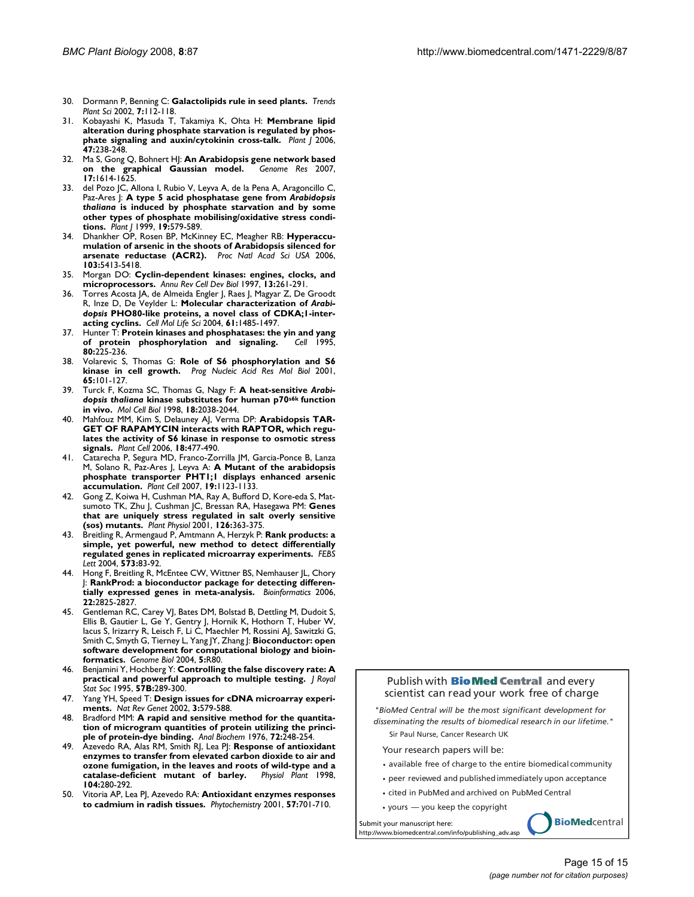30. Dormann P, Benning C: **Galactolipids rule in seed plants.** *Trends Plant Sci* 2002, **7:**112-118.
31. Kobayashi K, Masuda T, Takamiya K, Ohta H: **Membrane lipid alteration during phosphate starvation is regulated by phosphate signaling and auxin/cytokinin cross-talk.** *Plant J* 2006, **47:**238-248.
32. Ma S, Gong Q, Bohnert HJ: **An Arabidopsis gene network based on the graphical Gaussian model.** *Genome Res* 2007, **17:**1614-1625.
33. del Pozo JC, Allona I, Rubio V, Leyva A, de la Pena A, Aragoncillo C, Paz-Ares J: **A type 5 acid phosphatase gene from *Arabidopsis thaliana* is induced by phosphate starvation and by some other types of phosphate mobilising/oxidative stress conditions.** *Plant J* 1999, **19:**579-589.
34. Dhankher OP, Rosen BP, McKinney EC, Meagher RB: **Hyperaccumulation of arsenic in the shoots of Arabidopsis silenced for arsenate reductase (ACR2).** *Proc Natl Acad Sci USA* 2006, **103:**5413-5418.
35. Morgan DO: **Cyclin-dependent kinases: engines, clocks, and microprocessors.** *Annu Rev Cell Dev Biol* 1997, **13:**261-291.
36. Torres Acosta JA, de Almeida Engler J, Raes J, Magyar Z, De Groodt R, Inze D, De Veylder L: **Molecular characterization of *Arabidopsis* PHO80-like proteins, a novel class of CDKA;1-interacting cyclins.** *Cell Mol Life Sci* 2004, **61:**1485-1497.
37. Hunter T: **Protein kinases and phosphatases: the yin and yang of protein phosphorylation and signaling.** *Cell* 1995, **80:**225-236.
38. Volarevic S, Thomas G: **Role of S6 phosphorylation and S6 kinase in cell growth.** *Prog Nucleic Acid Res Mol Biol* 2001, **65:**101-127.
39. Turck F, Kozma SC, Thomas G, Nagy F: **A heat-sensitive *Arabidopsis thaliana* kinase substitutes for human p70$^{s6k}$ function in vivo.** *Mol Cell Biol* 1998, **18:**2038-2044.
40. Mahfouz MM, Kim S, Delauney AJ, Verma DP: **Arabidopsis TARGET OF RAPAMYCIN interacts with RAPTOR, which regulates the activity of S6 kinase in response to osmotic stress signals.** *Plant Cell* 2006, **18:**477-490.
41. Catarecha P, Segura MD, Franco-Zorrilla JM, Garcia-Ponce B, Lanza M, Solano R, Paz-Ares J, Leyva A: **A Mutant of the arabidopsis phosphate transporter PHT1;1 displays enhanced arsenic accumulation.** *Plant Cell* 2007, **19:**1123-1133.
42. Gong Z, Koiwa H, Cushman MA, Ray A, Bufford D, Kore-eda S, Matsumoto TK, Zhu J, Cushman JC, Bressan RA, Hasegawa PM: **Genes that are uniquely stress regulated in salt overly sensitive (sos) mutants.** *Plant Physiol* 2001, **126:**363-375.
43. Breitling R, Armengaud P, Amtmann A, Herzyk P: **Rank products: a simple, yet powerful, new method to detect differentially regulated genes in replicated microarray experiments.** *FEBS Lett* 2004, **573:**83-92.
44. Hong F, Breitling R, McEntee CW, Wittner BS, Nemhauser JL, Chory J: **RankProd: a bioconductor package for detecting differentially expressed genes in meta-analysis.** *Bioinformatics* 2006, **22:**2825-2827.
45. Gentleman RC, Carey VJ, Bates DM, Bolstad B, Dettling M, Dudoit S, Ellis B, Gautier L, Ge Y, Gentry J, Hornik K, Hothorn T, Huber W, Iacus S, Irizarry R, Leisch F, Li C, Maechler M, Rossini AJ, Sawitzki G, Smith C, Smyth G, Tierney L, Yang JY, Zhang J: **Bioconductor: open software development for computational biology and bioinformatics.** *Genome Biol* 2004, **5:**R80.
46. Benjamini Y, Hochberg Y: **Controlling the false discovery rate: A practical and powerful approach to multiple testing.** *J Royal Stat Soc* 1995, **57B:**289-300.
47. Yang YH, Speed T: **Design issues for cDNA microarray experiments.** *Nat Rev Genet* 2002, **3:**579-588.
48. Bradford MM: **A rapid and sensitive method for the quantitation of microgram quantities of protein utilizing the principle of protein-dye binding.** *Anal Biochem* 1976, **72:**248-254.
49. Azevedo RA, Alas RM, Smith RJ, Lea PJ: **Response of antioxidant enzymes to transfer from elevated carbon dioxide to air and ozone fumigation, in the leaves and roots of wild-type and a catalase-deficient mutant of barley.** *Physiol Plant* 1998, **104:**280-292.
50. Vitoria AP, Lea PJ, Azevedo RA: **Antioxidant enzymes responses to cadmium in radish tissues.** *Phytochemistry* 2001, **57:**701-710.

Publish with **BioMed Central** and every scientist can read your work free of charge

*"BioMed Central will be the most significant development for disseminating the results of biomedical research in our lifetime."*
Sir Paul Nurse, Cancer Research UK

Your research papers will be:

- available free of charge to the entire biomedical community
- peer reviewed and published immediately upon acceptance
- cited in PubMed and archived on PubMed Central
- yours — you keep the copyright

Submit your manuscript here:
http://www.biomedcentral.com/info/publishing_adv.asp

BioMedcentral